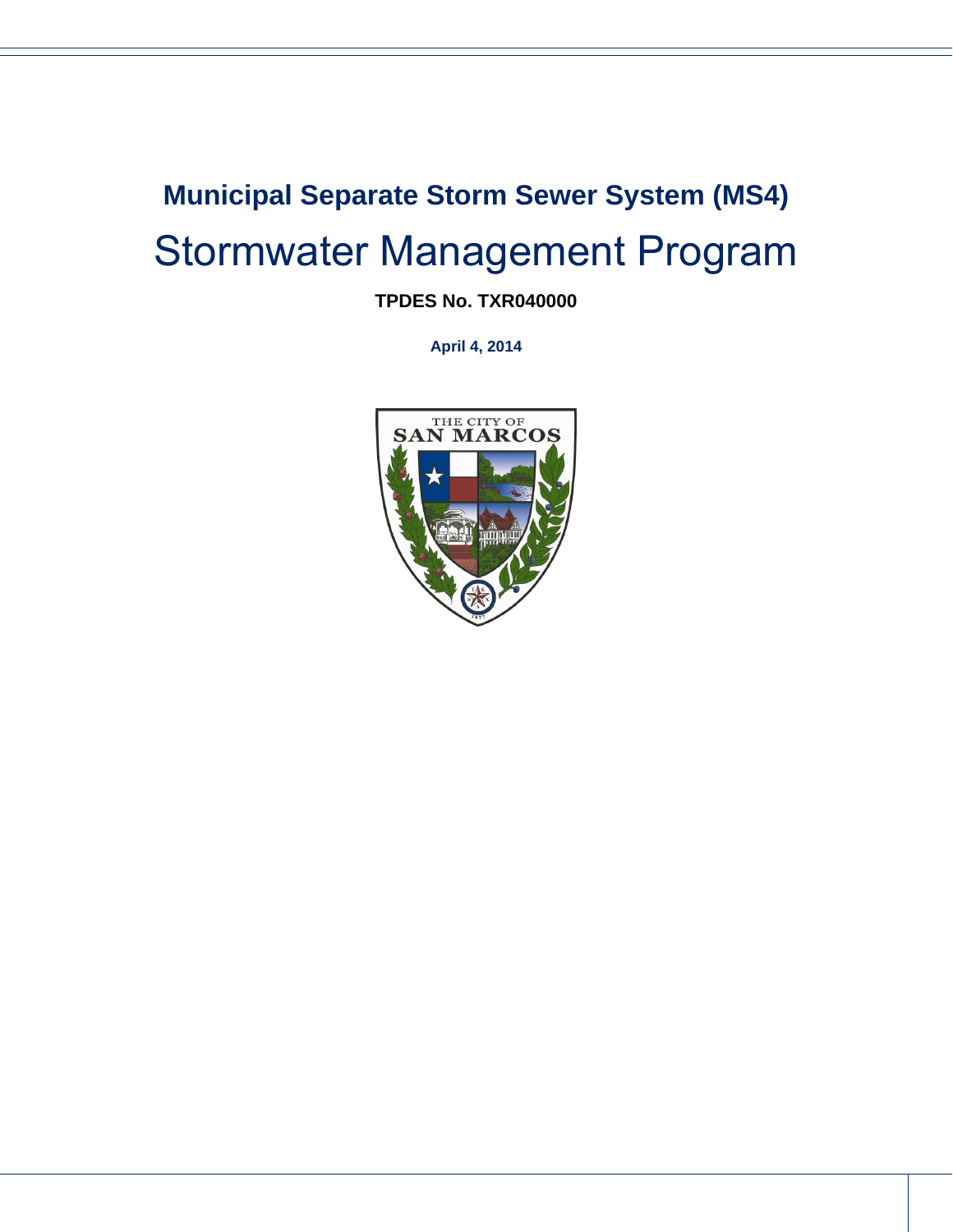# Municipal Separate Storm Sewer System (MS4)

# Stormwater Management Program

**TPDES No. TXR040000**

**April 4, 2014**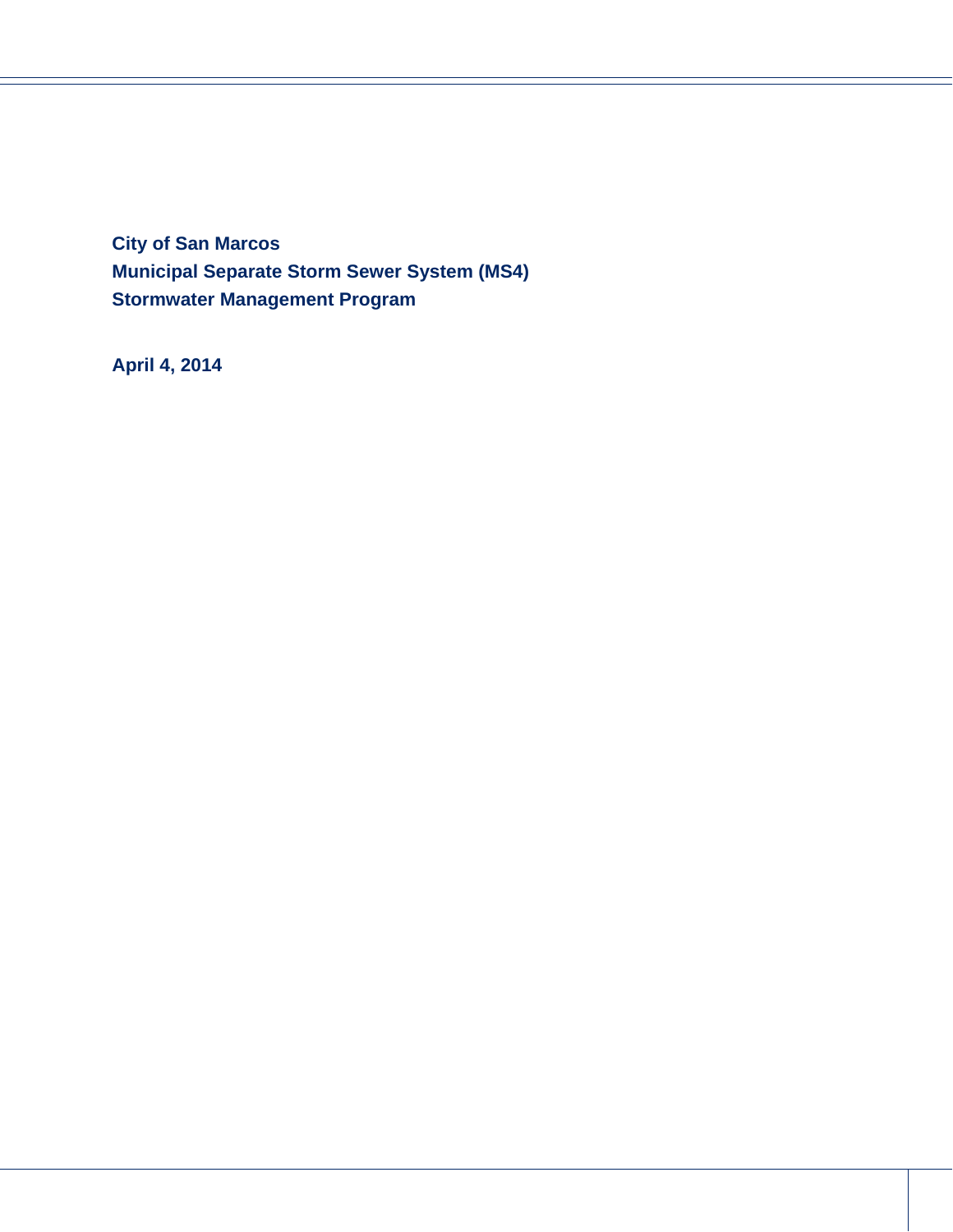**City of San Marcos**
**Municipal Separate Storm Sewer System (MS4)**
**Stormwater Management Program**

**April 4, 2014**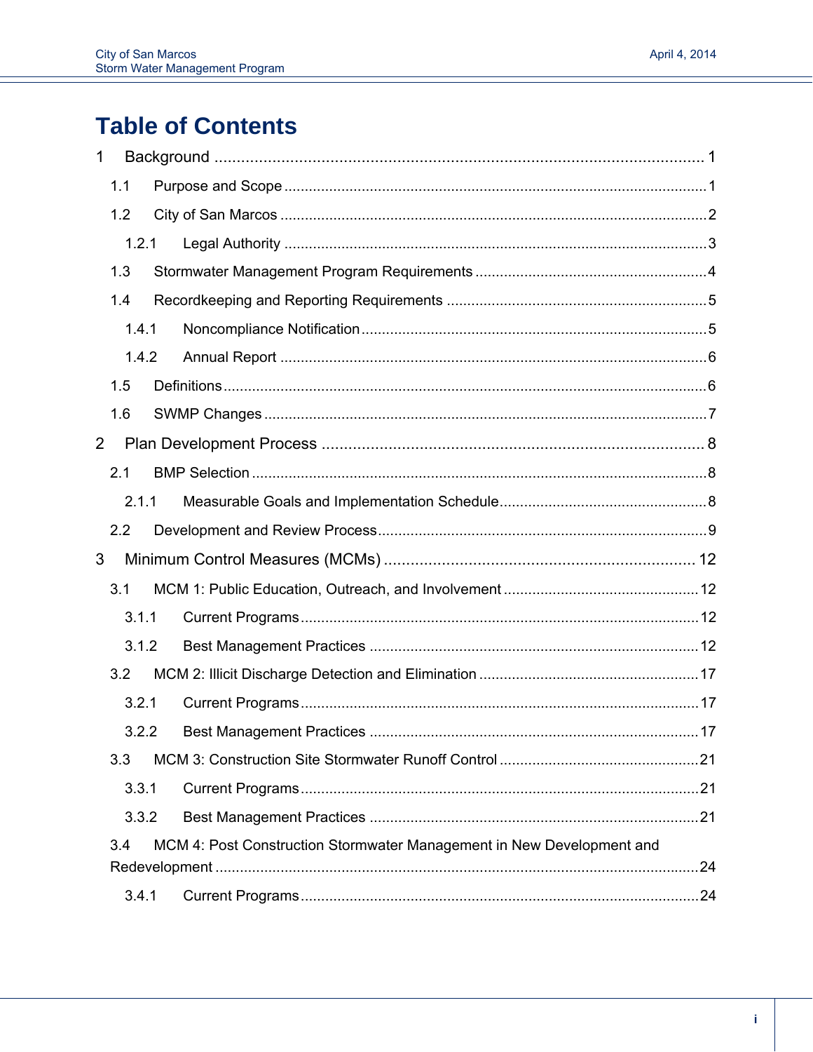# Table of Contents

1 Background ........................................................................................................ 1

1.1 Purpose and Scope ........................................................................................ 1

1.2 City of San Marcos ......................................................................................... 2

1.2.1 Legal Authority ....................................................................................... 3

1.3 Stormwater Management Program Requirements ......................................... 4

1.4 Recordkeeping and Reporting Requirements ................................................ 5

1.4.1 Noncompliance Notification .................................................................... 5

1.4.2 Annual Report ........................................................................................ 6

1.5 Definitions ...................................................................................................... 6

1.6 SWMP Changes ............................................................................................ 7

2 Plan Development Process ................................................................................ 8

2.1 BMP Selection ............................................................................................... 8

2.1.1 Measurable Goals and Implementation Schedule .................................. 8

2.2 Development and Review Process ................................................................. 9

3 Minimum Control Measures (MCMs) ................................................................. 12

3.1 MCM 1: Public Education, Outreach, and Involvement ................................ 12

3.1.1 Current Programs ................................................................................. 12

3.1.2 Best Management Practices ................................................................. 12

3.2 MCM 2: Illicit Discharge Detection and Elimination ...................................... 17

3.2.1 Current Programs ................................................................................. 17

3.2.2 Best Management Practices ................................................................. 17

3.3 MCM 3: Construction Site Stormwater Runoff Control ................................. 21

3.3.1 Current Programs ................................................................................. 21

3.3.2 Best Management Practices ................................................................. 21

3.4 MCM 4: Post Construction Stormwater Management in New Development and Redevelopment ....................................................................................................... 24

3.4.1 Current Programs ................................................................................. 24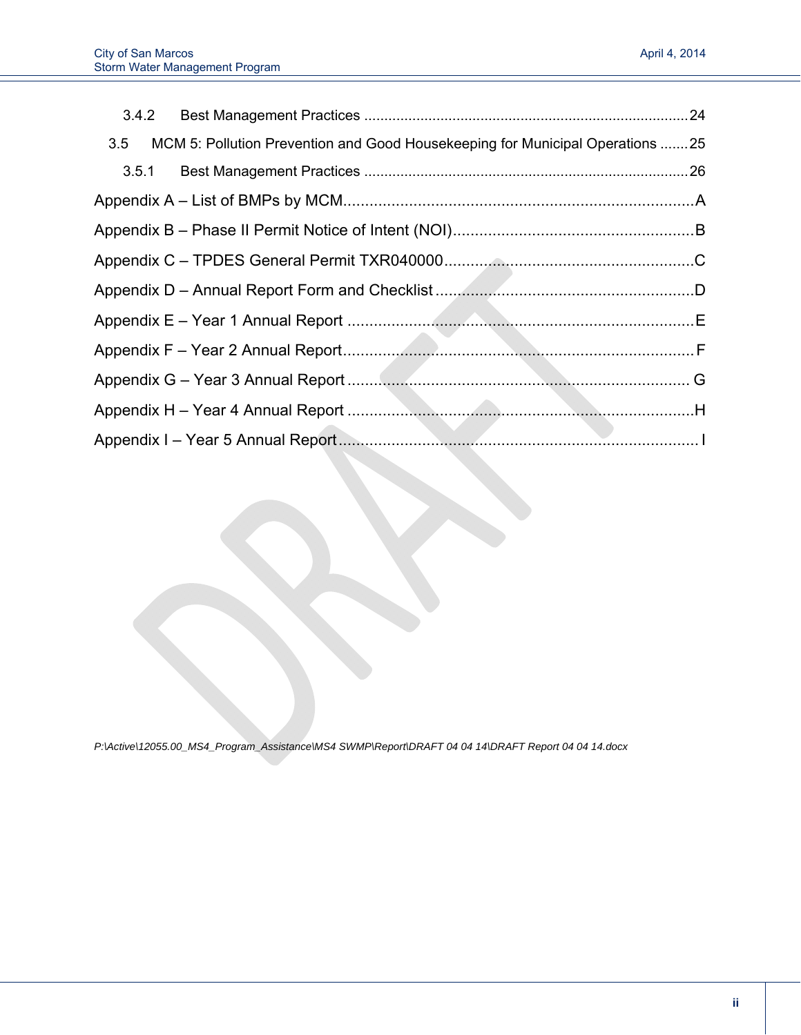3.4.2 Best Management Practices ................................................................................24

3.5 MCM 5: Pollution Prevention and Good Housekeeping for Municipal Operations .......25

3.5.1 Best Management Practices ................................................................................26

Appendix A – List of BMPs by MCM.................................................................................A

Appendix B – Phase II Permit Notice of Intent (NOI).......................................................B

Appendix C – TPDES General Permit TXR040000.........................................................C

Appendix D – Annual Report Form and Checklist ...........................................................D

Appendix E – Year 1 Annual Report ...............................................................................E

Appendix F – Year 2 Annual Report.................................................................................F

Appendix G – Year 3 Annual Report .............................................................................. G

Appendix H – Year 4 Annual Report ...............................................................................H

Appendix I – Year 5 Annual Report.................................................................................. I

*P:\Active\12055.00_MS4_Program_Assistance\MS4 SWMP\Report\DRAFT 04 04 14\DRAFT Report 04 04 14.docx*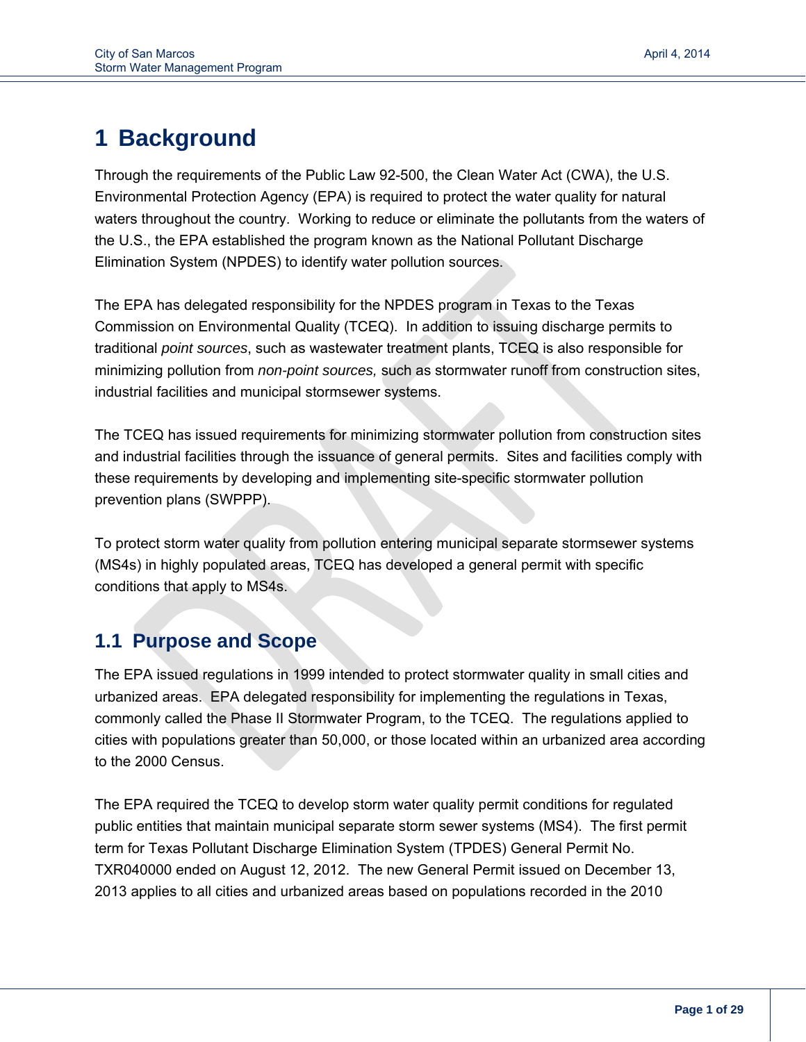# 1 Background

Through the requirements of the Public Law 92-500, the Clean Water Act (CWA), the U.S. Environmental Protection Agency (EPA) is required to protect the water quality for natural waters throughout the country. Working to reduce or eliminate the pollutants from the waters of the U.S., the EPA established the program known as the National Pollutant Discharge Elimination System (NPDES) to identify water pollution sources.

The EPA has delegated responsibility for the NPDES program in Texas to the Texas Commission on Environmental Quality (TCEQ). In addition to issuing discharge permits to traditional *point sources*, such as wastewater treatment plants, TCEQ is also responsible for minimizing pollution from *non-point sources,* such as stormwater runoff from construction sites, industrial facilities and municipal stormsewer systems.

The TCEQ has issued requirements for minimizing stormwater pollution from construction sites and industrial facilities through the issuance of general permits. Sites and facilities comply with these requirements by developing and implementing site-specific stormwater pollution prevention plans (SWPPP).

To protect storm water quality from pollution entering municipal separate stormsewer systems (MS4s) in highly populated areas, TCEQ has developed a general permit with specific conditions that apply to MS4s.

## 1.1 Purpose and Scope

The EPA issued regulations in 1999 intended to protect stormwater quality in small cities and urbanized areas. EPA delegated responsibility for implementing the regulations in Texas, commonly called the Phase II Stormwater Program, to the TCEQ. The regulations applied to cities with populations greater than 50,000, or those located within an urbanized area according to the 2000 Census.

The EPA required the TCEQ to develop storm water quality permit conditions for regulated public entities that maintain municipal separate storm sewer systems (MS4). The first permit term for Texas Pollutant Discharge Elimination System (TPDES) General Permit No. TXR040000 ended on August 12, 2012. The new General Permit issued on December 13, 2013 applies to all cities and urbanized areas based on populations recorded in the 2010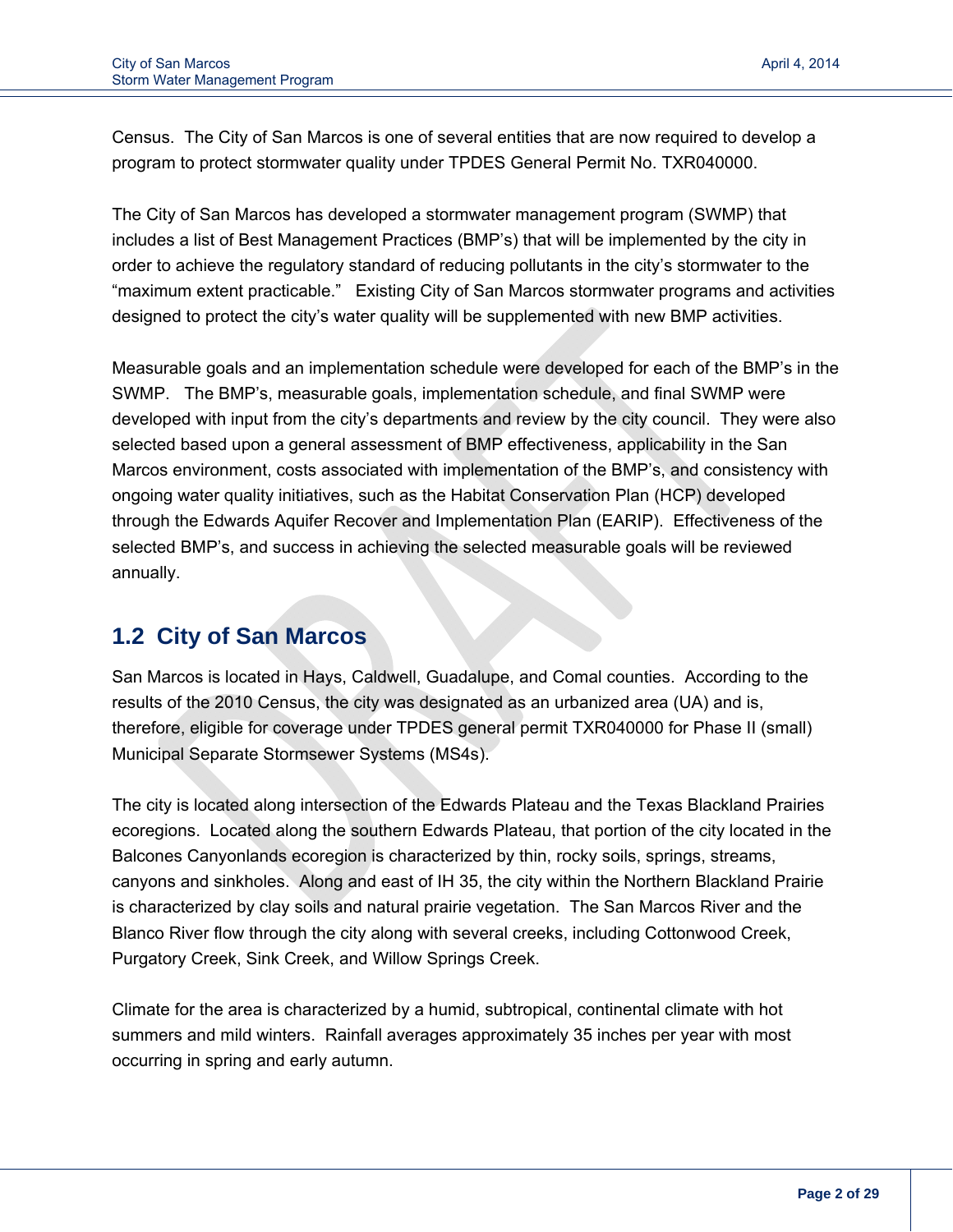Census. The City of San Marcos is one of several entities that are now required to develop a program to protect stormwater quality under TPDES General Permit No. TXR040000.

The City of San Marcos has developed a stormwater management program (SWMP) that includes a list of Best Management Practices (BMP's) that will be implemented by the city in order to achieve the regulatory standard of reducing pollutants in the city's stormwater to the "maximum extent practicable." Existing City of San Marcos stormwater programs and activities designed to protect the city's water quality will be supplemented with new BMP activities.

Measurable goals and an implementation schedule were developed for each of the BMP's in the SWMP. The BMP's, measurable goals, implementation schedule, and final SWMP were developed with input from the city's departments and review by the city council. They were also selected based upon a general assessment of BMP effectiveness, applicability in the San Marcos environment, costs associated with implementation of the BMP's, and consistency with ongoing water quality initiatives, such as the Habitat Conservation Plan (HCP) developed through the Edwards Aquifer Recover and Implementation Plan (EARIP). Effectiveness of the selected BMP's, and success in achieving the selected measurable goals will be reviewed annually.

## 1.2 City of San Marcos

San Marcos is located in Hays, Caldwell, Guadalupe, and Comal counties. According to the results of the 2010 Census, the city was designated as an urbanized area (UA) and is, therefore, eligible for coverage under TPDES general permit TXR040000 for Phase II (small) Municipal Separate Stormsewer Systems (MS4s).

The city is located along intersection of the Edwards Plateau and the Texas Blackland Prairies ecoregions. Located along the southern Edwards Plateau, that portion of the city located in the Balcones Canyonlands ecoregion is characterized by thin, rocky soils, springs, streams, canyons and sinkholes. Along and east of IH 35, the city within the Northern Blackland Prairie is characterized by clay soils and natural prairie vegetation. The San Marcos River and the Blanco River flow through the city along with several creeks, including Cottonwood Creek, Purgatory Creek, Sink Creek, and Willow Springs Creek.

Climate for the area is characterized by a humid, subtropical, continental climate with hot summers and mild winters. Rainfall averages approximately 35 inches per year with most occurring in spring and early autumn.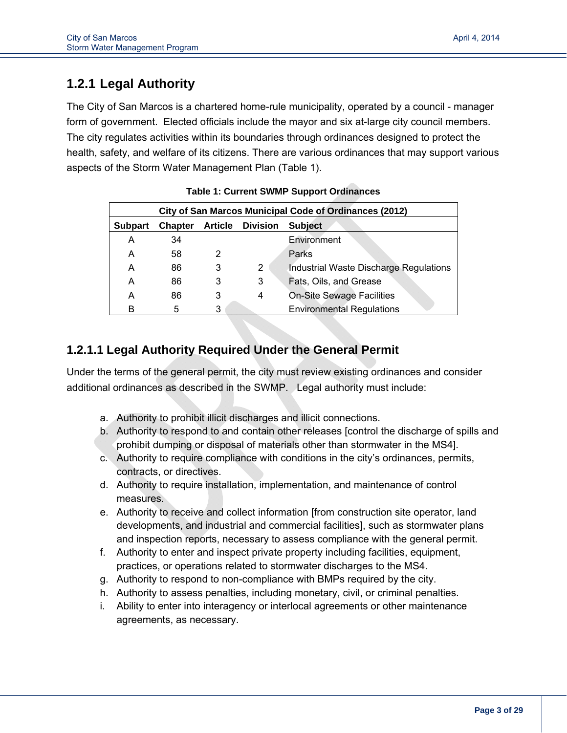## 1.2.1 Legal Authority

The City of San Marcos is a chartered home-rule municipality, operated by a council - manager form of government. Elected officials include the mayor and six at-large city council members. The city regulates activities within its boundaries through ordinances designed to protect the health, safety, and welfare of its citizens. There are various ordinances that may support various aspects of the Storm Water Management Plan (Table 1).

**Table 1: Current SWMP Support Ordinances**

| City of San Marcos Municipal Code of Ordinances (2012) | | | | |
|---|---|---|---|---|
| **Subpart** | **Chapter** | **Article** | **Division** | **Subject** |
| A | 34 | | | Environment |
| A | 58 | 2 | | Parks |
| A | 86 | 3 | 2 | Industrial Waste Discharge Regulations |
| A | 86 | 3 | 3 | Fats, Oils, and Grease |
| A | 86 | 3 | 4 | On-Site Sewage Facilities |
| B | 5 | 3 | | Environmental Regulations |

### 1.2.1.1 Legal Authority Required Under the General Permit

Under the terms of the general permit, the city must review existing ordinances and consider additional ordinances as described in the SWMP. Legal authority must include:

a. Authority to prohibit illicit discharges and illicit connections.
b. Authority to respond to and contain other releases [control the discharge of spills and prohibit dumping or disposal of materials other than stormwater in the MS4].
c. Authority to require compliance with conditions in the city's ordinances, permits, contracts, or directives.
d. Authority to require installation, implementation, and maintenance of control measures.
e. Authority to receive and collect information [from construction site operator, land developments, and industrial and commercial facilities], such as stormwater plans and inspection reports, necessary to assess compliance with the general permit.
f. Authority to enter and inspect private property including facilities, equipment, practices, or operations related to stormwater discharges to the MS4.
g. Authority to respond to non-compliance with BMPs required by the city.
h. Authority to assess penalties, including monetary, civil, or criminal penalties.
i. Ability to enter into interagency or interlocal agreements or other maintenance agreements, as necessary.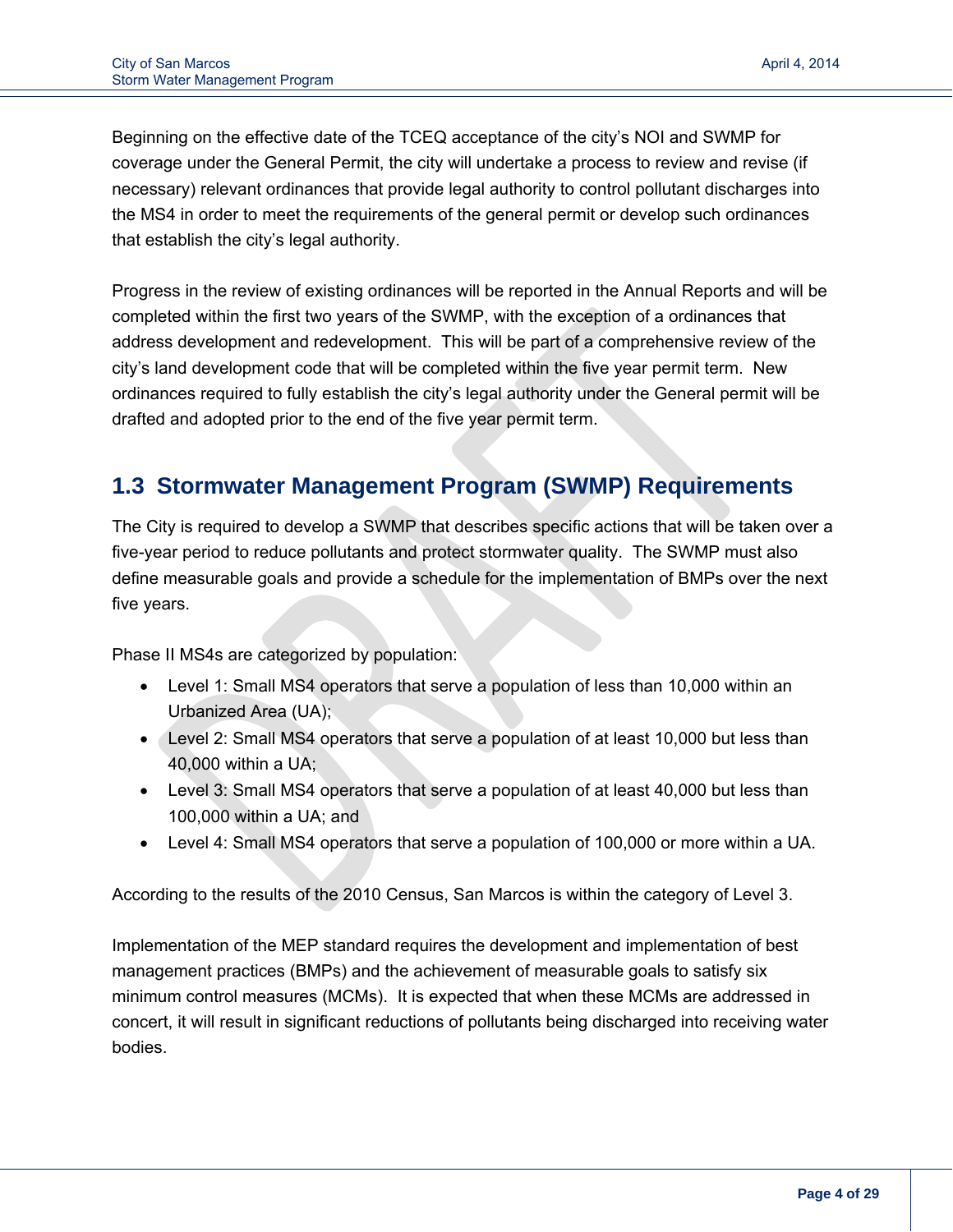Beginning on the effective date of the TCEQ acceptance of the city's NOI and SWMP for coverage under the General Permit, the city will undertake a process to review and revise (if necessary) relevant ordinances that provide legal authority to control pollutant discharges into the MS4 in order to meet the requirements of the general permit or develop such ordinances that establish the city's legal authority.

Progress in the review of existing ordinances will be reported in the Annual Reports and will be completed within the first two years of the SWMP, with the exception of a ordinances that address development and redevelopment. This will be part of a comprehensive review of the city's land development code that will be completed within the five year permit term. New ordinances required to fully establish the city's legal authority under the General permit will be drafted and adopted prior to the end of the five year permit term.

## 1.3 Stormwater Management Program (SWMP) Requirements

The City is required to develop a SWMP that describes specific actions that will be taken over a five-year period to reduce pollutants and protect stormwater quality. The SWMP must also define measurable goals and provide a schedule for the implementation of BMPs over the next five years.

Phase II MS4s are categorized by population:

- Level 1: Small MS4 operators that serve a population of less than 10,000 within an Urbanized Area (UA);
- Level 2: Small MS4 operators that serve a population of at least 10,000 but less than 40,000 within a UA;
- Level 3: Small MS4 operators that serve a population of at least 40,000 but less than 100,000 within a UA; and
- Level 4: Small MS4 operators that serve a population of 100,000 or more within a UA.

According to the results of the 2010 Census, San Marcos is within the category of Level 3.

Implementation of the MEP standard requires the development and implementation of best management practices (BMPs) and the achievement of measurable goals to satisfy six minimum control measures (MCMs). It is expected that when these MCMs are addressed in concert, it will result in significant reductions of pollutants being discharged into receiving water bodies.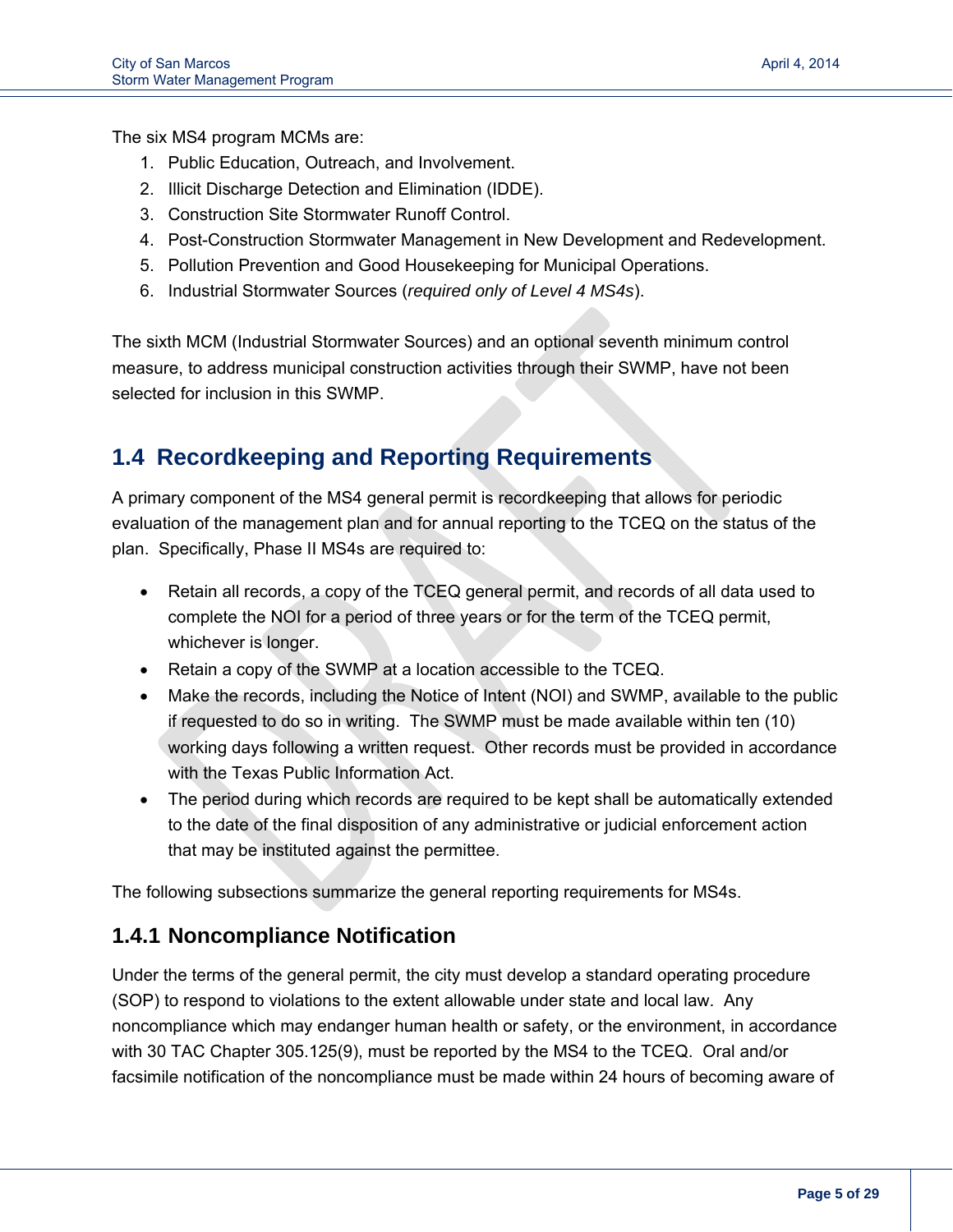The six MS4 program MCMs are:

1. Public Education, Outreach, and Involvement.
2. Illicit Discharge Detection and Elimination (IDDE).
3. Construction Site Stormwater Runoff Control.
4. Post-Construction Stormwater Management in New Development and Redevelopment.
5. Pollution Prevention and Good Housekeeping for Municipal Operations.
6. Industrial Stormwater Sources (*required only of Level 4 MS4s*).

The sixth MCM (Industrial Stormwater Sources) and an optional seventh minimum control measure, to address municipal construction activities through their SWMP, have not been selected for inclusion in this SWMP.

## 1.4 Recordkeeping and Reporting Requirements

A primary component of the MS4 general permit is recordkeeping that allows for periodic evaluation of the management plan and for annual reporting to the TCEQ on the status of the plan. Specifically, Phase II MS4s are required to:

- Retain all records, a copy of the TCEQ general permit, and records of all data used to complete the NOI for a period of three years or for the term of the TCEQ permit, whichever is longer.
- Retain a copy of the SWMP at a location accessible to the TCEQ.
- Make the records, including the Notice of Intent (NOI) and SWMP, available to the public if requested to do so in writing. The SWMP must be made available within ten (10) working days following a written request. Other records must be provided in accordance with the Texas Public Information Act.
- The period during which records are required to be kept shall be automatically extended to the date of the final disposition of any administrative or judicial enforcement action that may be instituted against the permittee.

The following subsections summarize the general reporting requirements for MS4s.

### 1.4.1 Noncompliance Notification

Under the terms of the general permit, the city must develop a standard operating procedure (SOP) to respond to violations to the extent allowable under state and local law. Any noncompliance which may endanger human health or safety, or the environment, in accordance with 30 TAC Chapter 305.125(9), must be reported by the MS4 to the TCEQ. Oral and/or facsimile notification of the noncompliance must be made within 24 hours of becoming aware of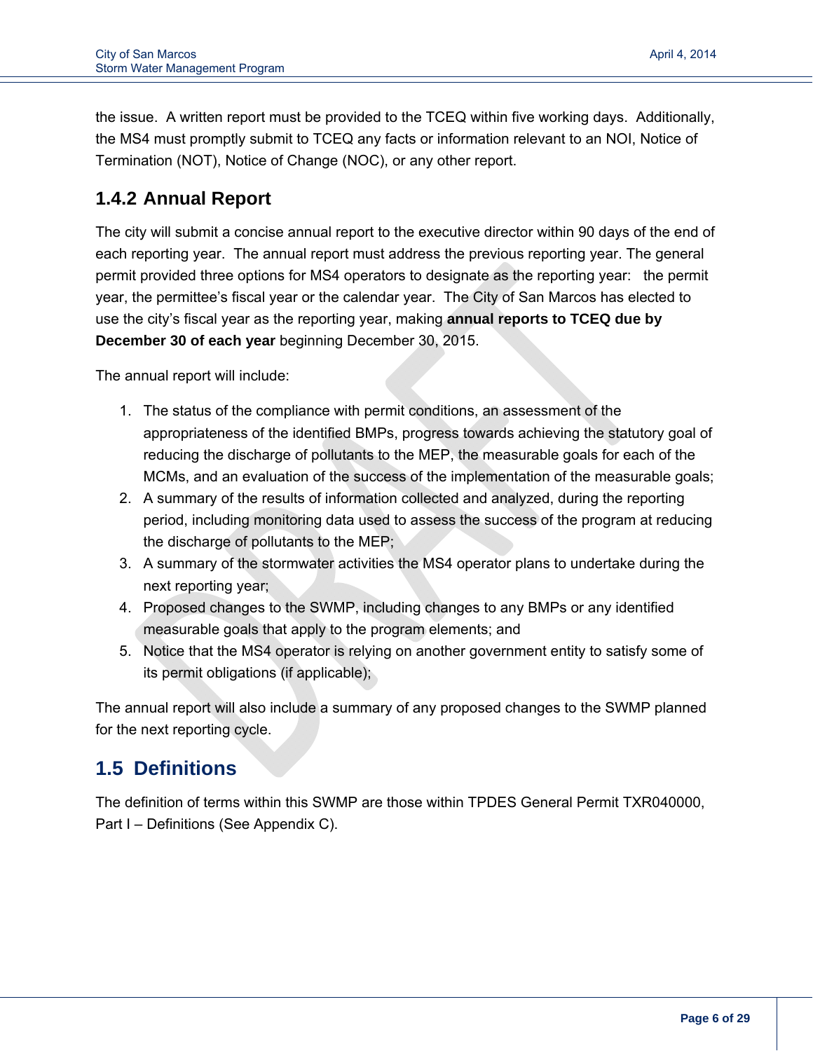the issue. A written report must be provided to the TCEQ within five working days. Additionally, the MS4 must promptly submit to TCEQ any facts or information relevant to an NOI, Notice of Termination (NOT), Notice of Change (NOC), or any other report.

### 1.4.2 Annual Report

The city will submit a concise annual report to the executive director within 90 days of the end of each reporting year. The annual report must address the previous reporting year. The general permit provided three options for MS4 operators to designate as the reporting year: the permit year, the permittee's fiscal year or the calendar year. The City of San Marcos has elected to use the city's fiscal year as the reporting year, making **annual reports to TCEQ due by December 30 of each year** beginning December 30, 2015.

The annual report will include:

1. The status of the compliance with permit conditions, an assessment of the appropriateness of the identified BMPs, progress towards achieving the statutory goal of reducing the discharge of pollutants to the MEP, the measurable goals for each of the MCMs, and an evaluation of the success of the implementation of the measurable goals;
2. A summary of the results of information collected and analyzed, during the reporting period, including monitoring data used to assess the success of the program at reducing the discharge of pollutants to the MEP;
3. A summary of the stormwater activities the MS4 operator plans to undertake during the next reporting year;
4. Proposed changes to the SWMP, including changes to any BMPs or any identified measurable goals that apply to the program elements; and
5. Notice that the MS4 operator is relying on another government entity to satisfy some of its permit obligations (if applicable);

The annual report will also include a summary of any proposed changes to the SWMP planned for the next reporting cycle.

## 1.5 Definitions

The definition of terms within this SWMP are those within TPDES General Permit TXR040000, Part I – Definitions (See Appendix C).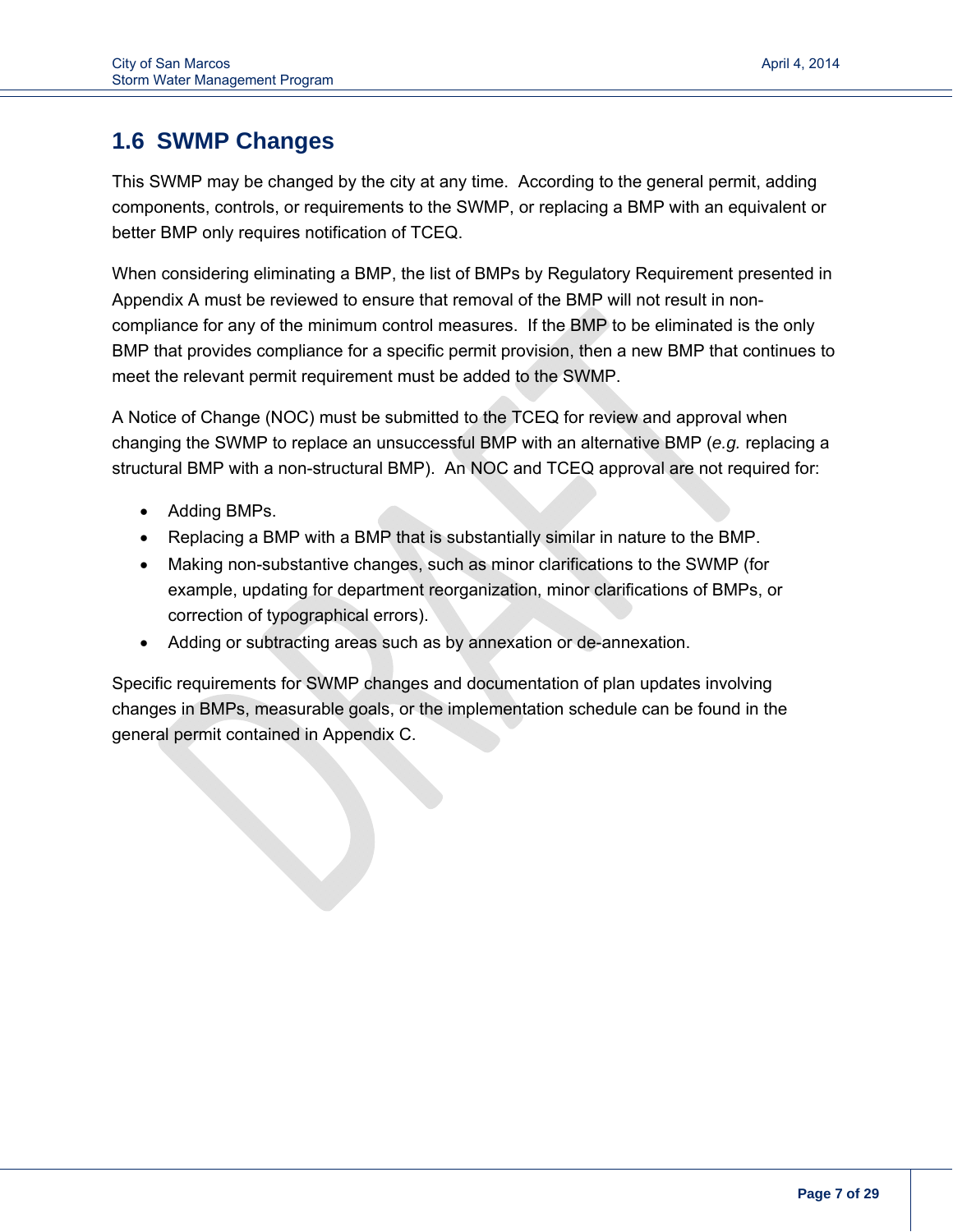## 1.6 SWMP Changes

This SWMP may be changed by the city at any time. According to the general permit, adding components, controls, or requirements to the SWMP, or replacing a BMP with an equivalent or better BMP only requires notification of TCEQ.

When considering eliminating a BMP, the list of BMPs by Regulatory Requirement presented in Appendix A must be reviewed to ensure that removal of the BMP will not result in non-compliance for any of the minimum control measures. If the BMP to be eliminated is the only BMP that provides compliance for a specific permit provision, then a new BMP that continues to meet the relevant permit requirement must be added to the SWMP.

A Notice of Change (NOC) must be submitted to the TCEQ for review and approval when changing the SWMP to replace an unsuccessful BMP with an alternative BMP (*e.g.* replacing a structural BMP with a non-structural BMP). An NOC and TCEQ approval are not required for:

- Adding BMPs.
- Replacing a BMP with a BMP that is substantially similar in nature to the BMP.
- Making non-substantive changes, such as minor clarifications to the SWMP (for example, updating for department reorganization, minor clarifications of BMPs, or correction of typographical errors).
- Adding or subtracting areas such as by annexation or de-annexation.

Specific requirements for SWMP changes and documentation of plan updates involving changes in BMPs, measurable goals, or the implementation schedule can be found in the general permit contained in Appendix C.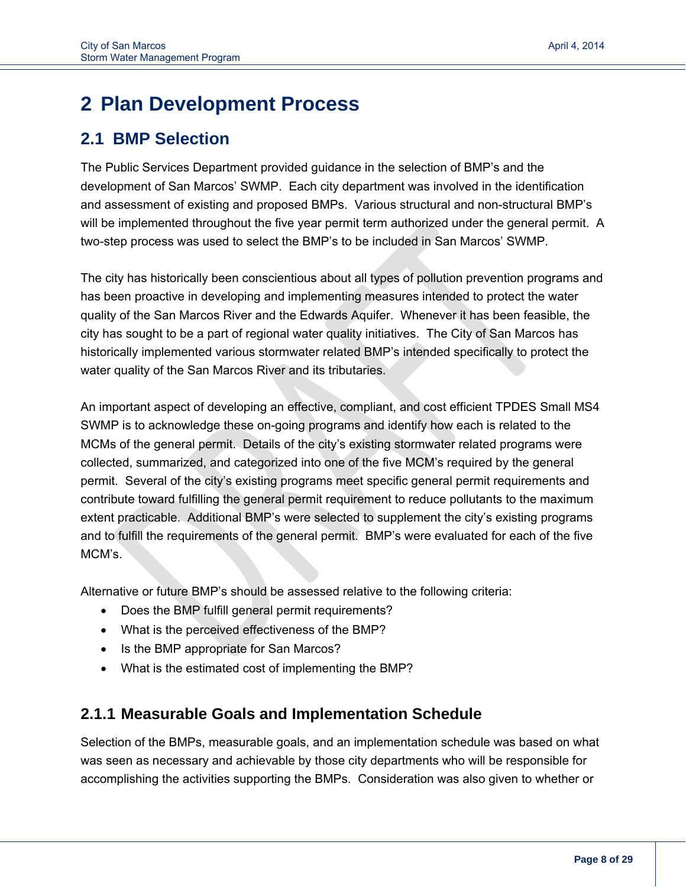# 2 Plan Development Process

## 2.1 BMP Selection

The Public Services Department provided guidance in the selection of BMP's and the development of San Marcos' SWMP. Each city department was involved in the identification and assessment of existing and proposed BMPs. Various structural and non-structural BMP's will be implemented throughout the five year permit term authorized under the general permit. A two-step process was used to select the BMP's to be included in San Marcos' SWMP.

The city has historically been conscientious about all types of pollution prevention programs and has been proactive in developing and implementing measures intended to protect the water quality of the San Marcos River and the Edwards Aquifer. Whenever it has been feasible, the city has sought to be a part of regional water quality initiatives. The City of San Marcos has historically implemented various stormwater related BMP's intended specifically to protect the water quality of the San Marcos River and its tributaries.

An important aspect of developing an effective, compliant, and cost efficient TPDES Small MS4 SWMP is to acknowledge these on-going programs and identify how each is related to the MCMs of the general permit. Details of the city's existing stormwater related programs were collected, summarized, and categorized into one of the five MCM's required by the general permit. Several of the city's existing programs meet specific general permit requirements and contribute toward fulfilling the general permit requirement to reduce pollutants to the maximum extent practicable. Additional BMP's were selected to supplement the city's existing programs and to fulfill the requirements of the general permit. BMP's were evaluated for each of the five MCM's.

Alternative or future BMP's should be assessed relative to the following criteria:

- Does the BMP fulfill general permit requirements?
- What is the perceived effectiveness of the BMP?
- Is the BMP appropriate for San Marcos?
- What is the estimated cost of implementing the BMP?

### 2.1.1 Measurable Goals and Implementation Schedule

Selection of the BMPs, measurable goals, and an implementation schedule was based on what was seen as necessary and achievable by those city departments who will be responsible for accomplishing the activities supporting the BMPs. Consideration was also given to whether or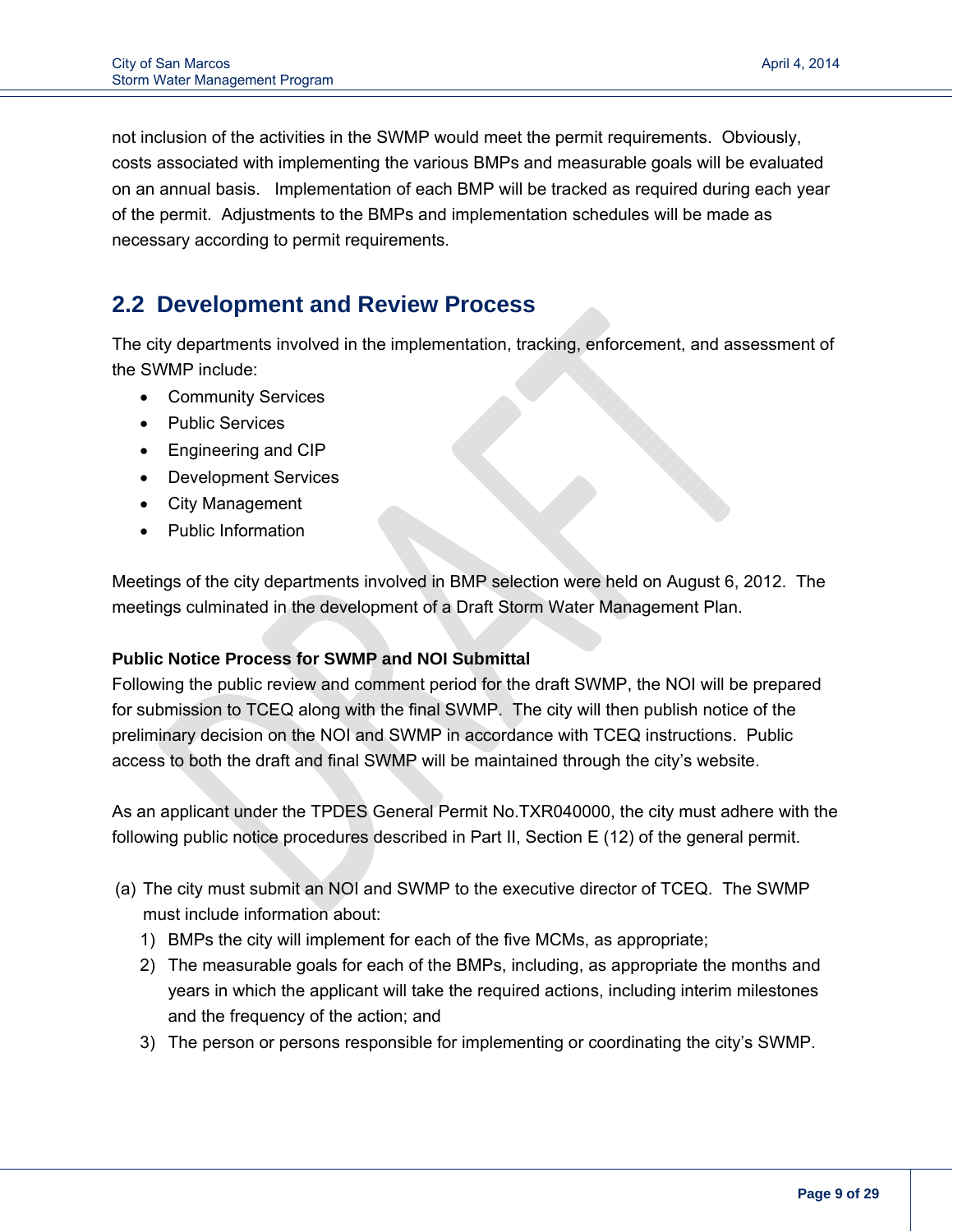not inclusion of the activities in the SWMP would meet the permit requirements. Obviously, costs associated with implementing the various BMPs and measurable goals will be evaluated on an annual basis. Implementation of each BMP will be tracked as required during each year of the permit. Adjustments to the BMPs and implementation schedules will be made as necessary according to permit requirements.

## 2.2 Development and Review Process

The city departments involved in the implementation, tracking, enforcement, and assessment of the SWMP include:

- Community Services
- Public Services
- Engineering and CIP
- Development Services
- City Management
- Public Information

Meetings of the city departments involved in BMP selection were held on August 6, 2012. The meetings culminated in the development of a Draft Storm Water Management Plan.

**Public Notice Process for SWMP and NOI Submittal**

Following the public review and comment period for the draft SWMP, the NOI will be prepared for submission to TCEQ along with the final SWMP. The city will then publish notice of the preliminary decision on the NOI and SWMP in accordance with TCEQ instructions. Public access to both the draft and final SWMP will be maintained through the city's website.

As an applicant under the TPDES General Permit No.TXR040000, the city must adhere with the following public notice procedures described in Part II, Section E (12) of the general permit.

(a) The city must submit an NOI and SWMP to the executive director of TCEQ. The SWMP must include information about:

1) BMPs the city will implement for each of the five MCMs, as appropriate;
2) The measurable goals for each of the BMPs, including, as appropriate the months and years in which the applicant will take the required actions, including interim milestones and the frequency of the action; and
3) The person or persons responsible for implementing or coordinating the city's SWMP.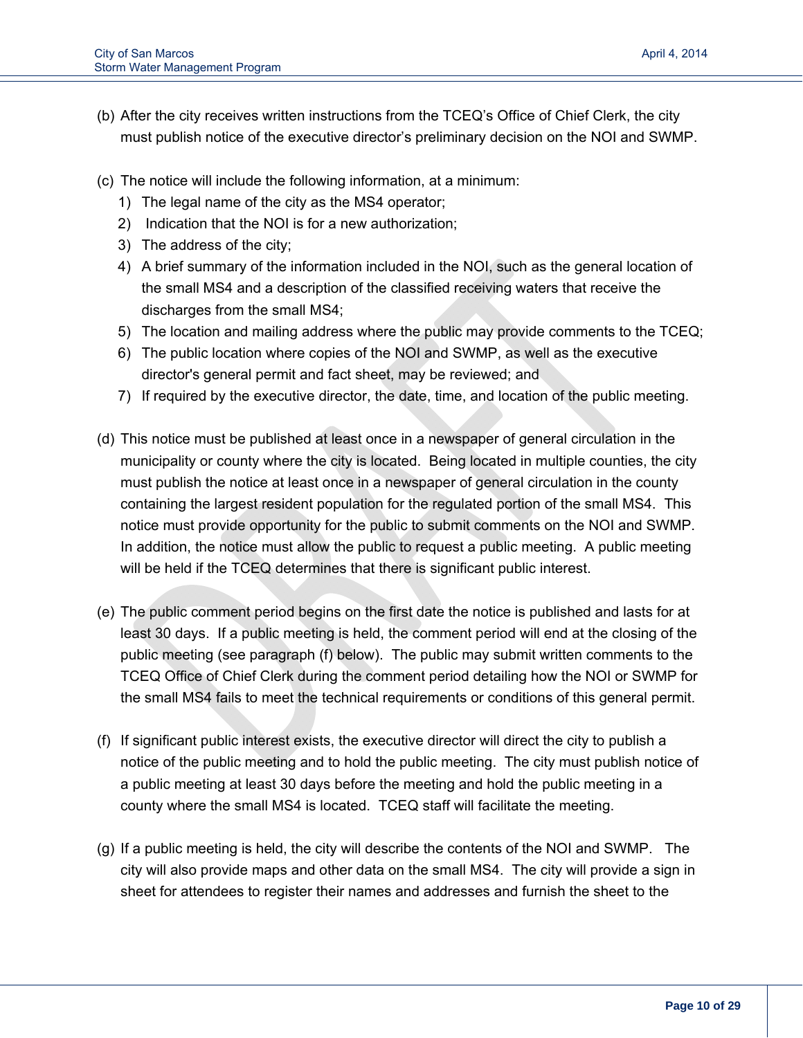(b) After the city receives written instructions from the TCEQ's Office of Chief Clerk, the city must publish notice of the executive director's preliminary decision on the NOI and SWMP.

(c) The notice will include the following information, at a minimum:

1) The legal name of the city as the MS4 operator;
2) Indication that the NOI is for a new authorization;
3) The address of the city;
4) A brief summary of the information included in the NOI, such as the general location of the small MS4 and a description of the classified receiving waters that receive the discharges from the small MS4;
5) The location and mailing address where the public may provide comments to the TCEQ;
6) The public location where copies of the NOI and SWMP, as well as the executive director's general permit and fact sheet, may be reviewed; and
7) If required by the executive director, the date, time, and location of the public meeting.

(d) This notice must be published at least once in a newspaper of general circulation in the municipality or county where the city is located. Being located in multiple counties, the city must publish the notice at least once in a newspaper of general circulation in the county containing the largest resident population for the regulated portion of the small MS4. This notice must provide opportunity for the public to submit comments on the NOI and SWMP. In addition, the notice must allow the public to request a public meeting. A public meeting will be held if the TCEQ determines that there is significant public interest.

(e) The public comment period begins on the first date the notice is published and lasts for at least 30 days. If a public meeting is held, the comment period will end at the closing of the public meeting (see paragraph (f) below). The public may submit written comments to the TCEQ Office of Chief Clerk during the comment period detailing how the NOI or SWMP for the small MS4 fails to meet the technical requirements or conditions of this general permit.

(f) If significant public interest exists, the executive director will direct the city to publish a notice of the public meeting and to hold the public meeting. The city must publish notice of a public meeting at least 30 days before the meeting and hold the public meeting in a county where the small MS4 is located. TCEQ staff will facilitate the meeting.

(g) If a public meeting is held, the city will describe the contents of the NOI and SWMP. The city will also provide maps and other data on the small MS4. The city will provide a sign in sheet for attendees to register their names and addresses and furnish the sheet to the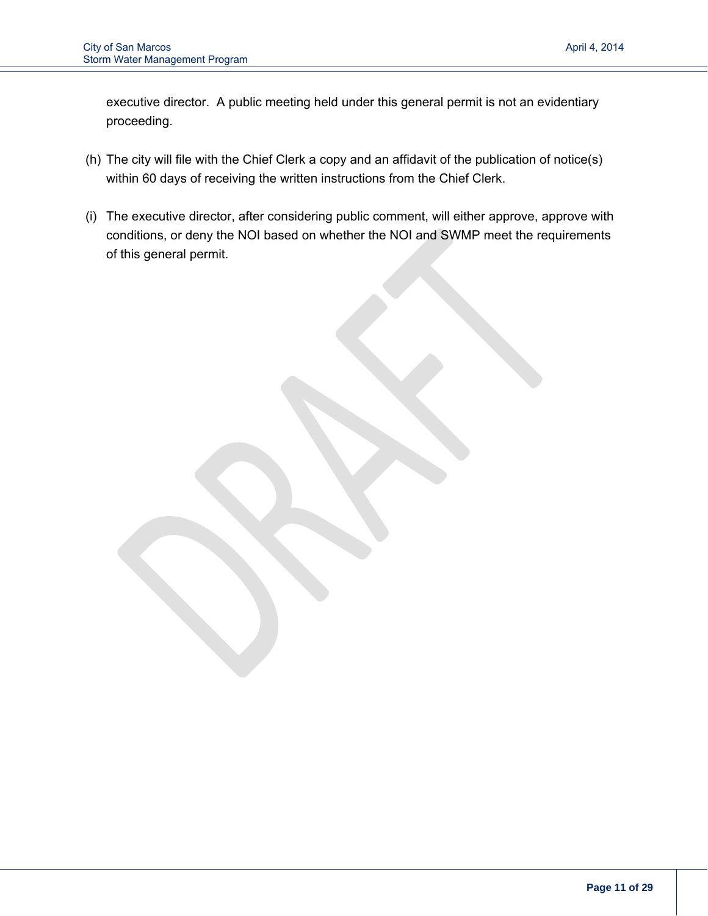executive director. A public meeting held under this general permit is not an evidentiary proceeding.

(h) The city will file with the Chief Clerk a copy and an affidavit of the publication of notice(s) within 60 days of receiving the written instructions from the Chief Clerk.

(i) The executive director, after considering public comment, will either approve, approve with conditions, or deny the NOI based on whether the NOI and SWMP meet the requirements of this general permit.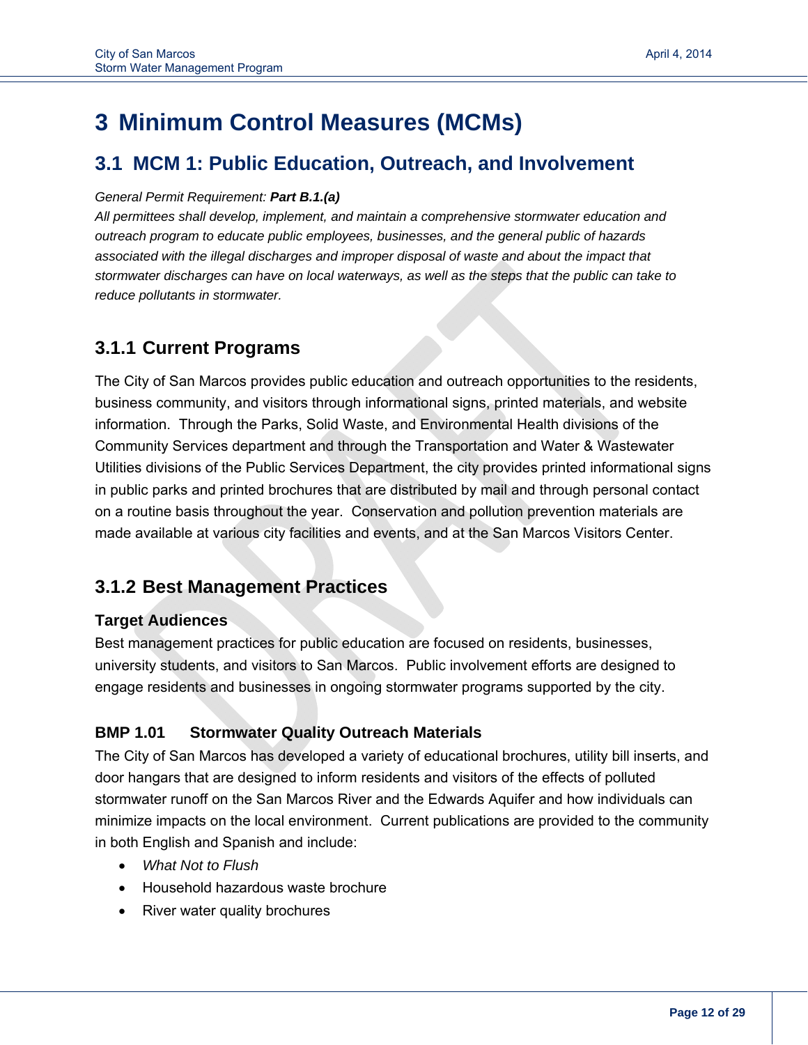# 3 Minimum Control Measures (MCMs)

## 3.1 MCM 1: Public Education, Outreach, and Involvement

*General Permit Requirement:* ***Part B.1.(a)***

*All permittees shall develop, implement, and maintain a comprehensive stormwater education and outreach program to educate public employees, businesses, and the general public of hazards associated with the illegal discharges and improper disposal of waste and about the impact that stormwater discharges can have on local waterways, as well as the steps that the public can take to reduce pollutants in stormwater.*

### 3.1.1 Current Programs

The City of San Marcos provides public education and outreach opportunities to the residents, business community, and visitors through informational signs, printed materials, and website information. Through the Parks, Solid Waste, and Environmental Health divisions of the Community Services department and through the Transportation and Water & Wastewater Utilities divisions of the Public Services Department, the city provides printed informational signs in public parks and printed brochures that are distributed by mail and through personal contact on a routine basis throughout the year. Conservation and pollution prevention materials are made available at various city facilities and events, and at the San Marcos Visitors Center.

### 3.1.2 Best Management Practices

**Target Audiences**

Best management practices for public education are focused on residents, businesses, university students, and visitors to San Marcos. Public involvement efforts are designed to engage residents and businesses in ongoing stormwater programs supported by the city.

**BMP 1.01 Stormwater Quality Outreach Materials**

The City of San Marcos has developed a variety of educational brochures, utility bill inserts, and door hangars that are designed to inform residents and visitors of the effects of polluted stormwater runoff on the San Marcos River and the Edwards Aquifer and how individuals can minimize impacts on the local environment. Current publications are provided to the community in both English and Spanish and include:

- *What Not to Flush*
- Household hazardous waste brochure
- River water quality brochures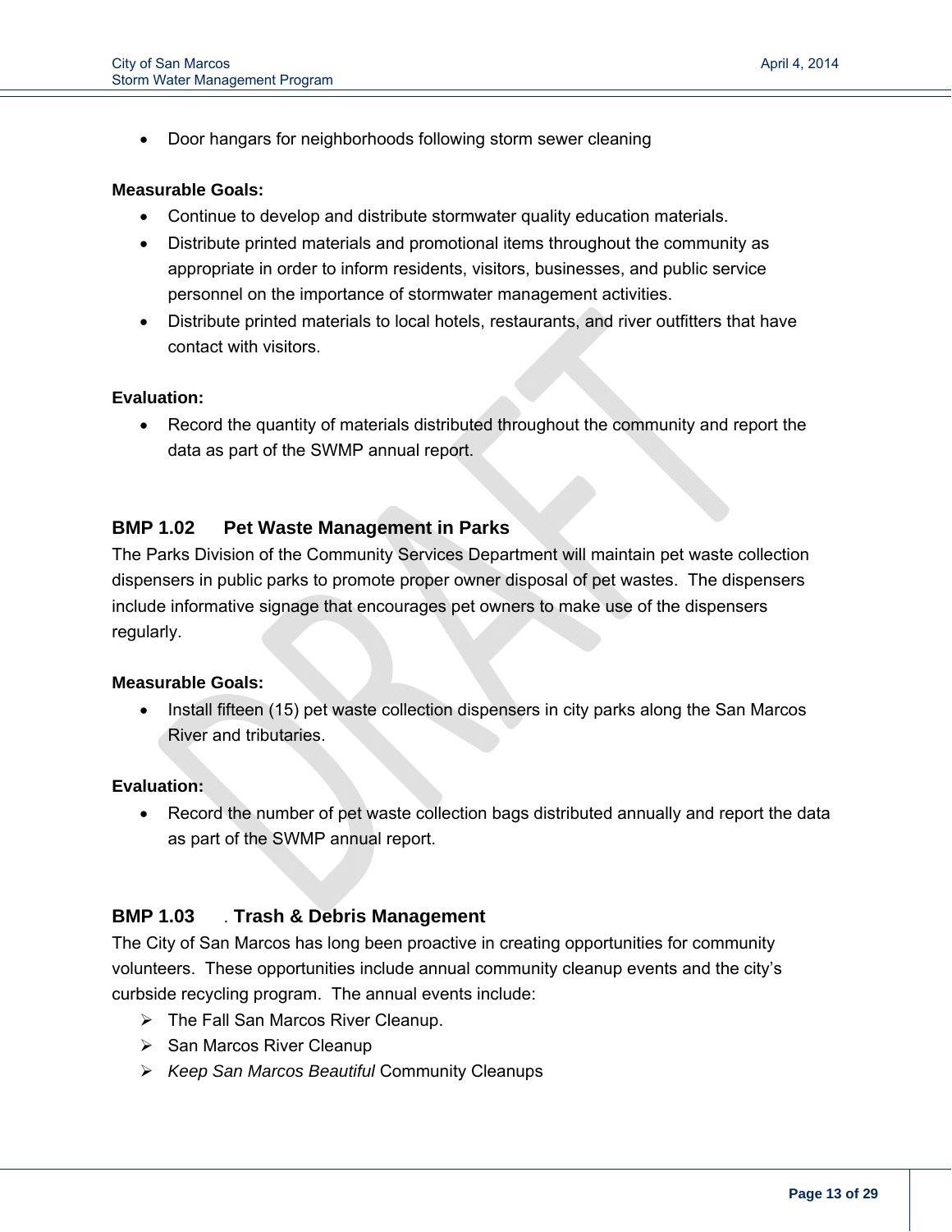- Door hangars for neighborhoods following storm sewer cleaning

**Measurable Goals:**

- Continue to develop and distribute stormwater quality education materials.
- Distribute printed materials and promotional items throughout the community as appropriate in order to inform residents, visitors, businesses, and public service personnel on the importance of stormwater management activities.
- Distribute printed materials to local hotels, restaurants, and river outfitters that have contact with visitors.

**Evaluation:**

- Record the quantity of materials distributed throughout the community and report the data as part of the SWMP annual report.

### BMP 1.02 Pet Waste Management in Parks

The Parks Division of the Community Services Department will maintain pet waste collection dispensers in public parks to promote proper owner disposal of pet wastes. The dispensers include informative signage that encourages pet owners to make use of the dispensers regularly.

**Measurable Goals:**

- Install fifteen (15) pet waste collection dispensers in city parks along the San Marcos River and tributaries.

**Evaluation:**

- Record the number of pet waste collection bags distributed annually and report the data as part of the SWMP annual report.

### BMP 1.03 . Trash & Debris Management

The City of San Marcos has long been proactive in creating opportunities for community volunteers. These opportunities include annual community cleanup events and the city's curbside recycling program. The annual events include:

- The Fall San Marcos River Cleanup.
- San Marcos River Cleanup
- *Keep San Marcos Beautiful* Community Cleanups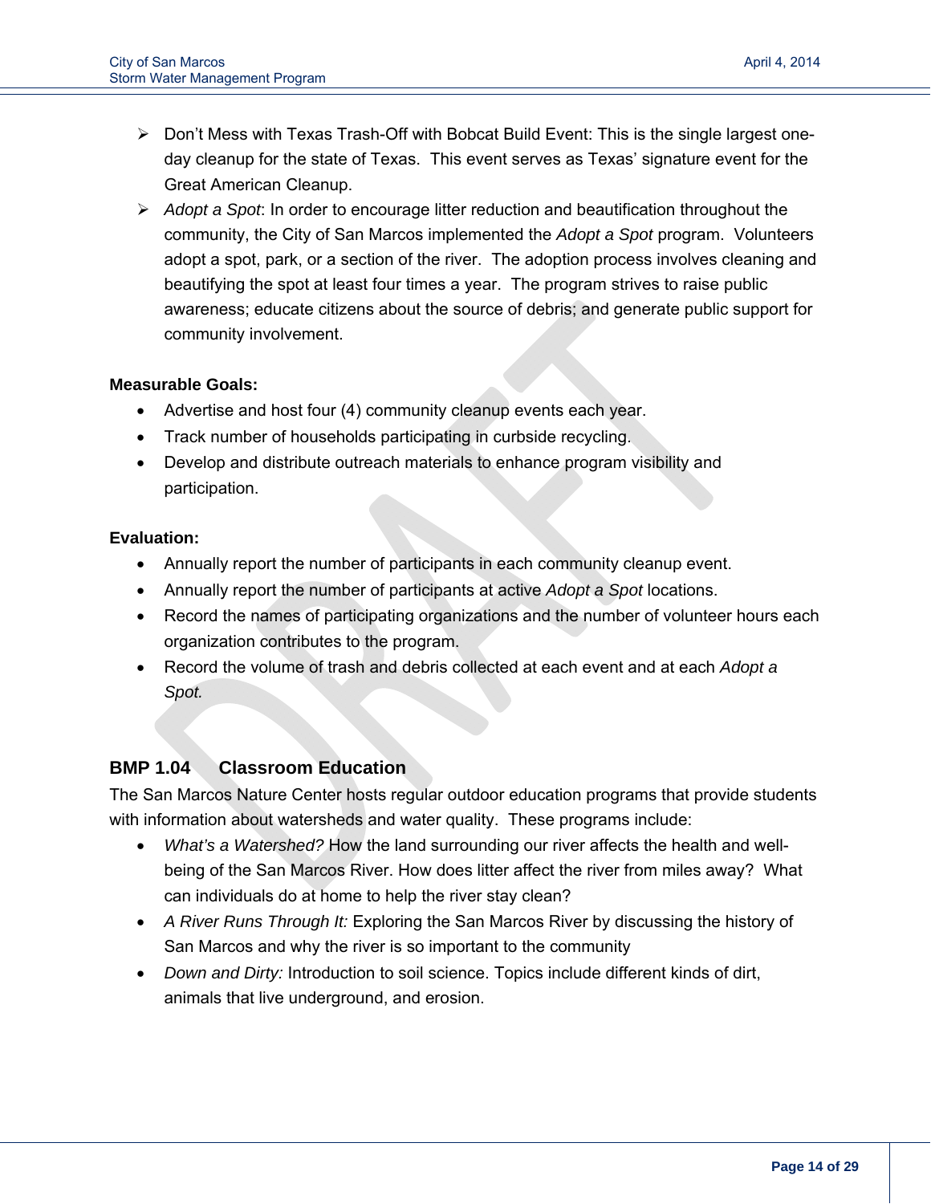- Don't Mess with Texas Trash-Off with Bobcat Build Event: This is the single largest one-day cleanup for the state of Texas. This event serves as Texas' signature event for the Great American Cleanup.
- *Adopt a Spot*: In order to encourage litter reduction and beautification throughout the community, the City of San Marcos implemented the *Adopt a Spot* program. Volunteers adopt a spot, park, or a section of the river. The adoption process involves cleaning and beautifying the spot at least four times a year. The program strives to raise public awareness; educate citizens about the source of debris; and generate public support for community involvement.

**Measurable Goals:**

- Advertise and host four (4) community cleanup events each year.
- Track number of households participating in curbside recycling.
- Develop and distribute outreach materials to enhance program visibility and participation.

**Evaluation:**

- Annually report the number of participants in each community cleanup event.
- Annually report the number of participants at active *Adopt a Spot* locations.
- Record the names of participating organizations and the number of volunteer hours each organization contributes to the program.
- Record the volume of trash and debris collected at each event and at each *Adopt a Spot.*

## BMP 1.04 Classroom Education

The San Marcos Nature Center hosts regular outdoor education programs that provide students with information about watersheds and water quality. These programs include:

- *What's a Watershed?* How the land surrounding our river affects the health and well-being of the San Marcos River. How does litter affect the river from miles away? What can individuals do at home to help the river stay clean?
- *A River Runs Through It:* Exploring the San Marcos River by discussing the history of San Marcos and why the river is so important to the community
- *Down and Dirty:* Introduction to soil science. Topics include different kinds of dirt, animals that live underground, and erosion.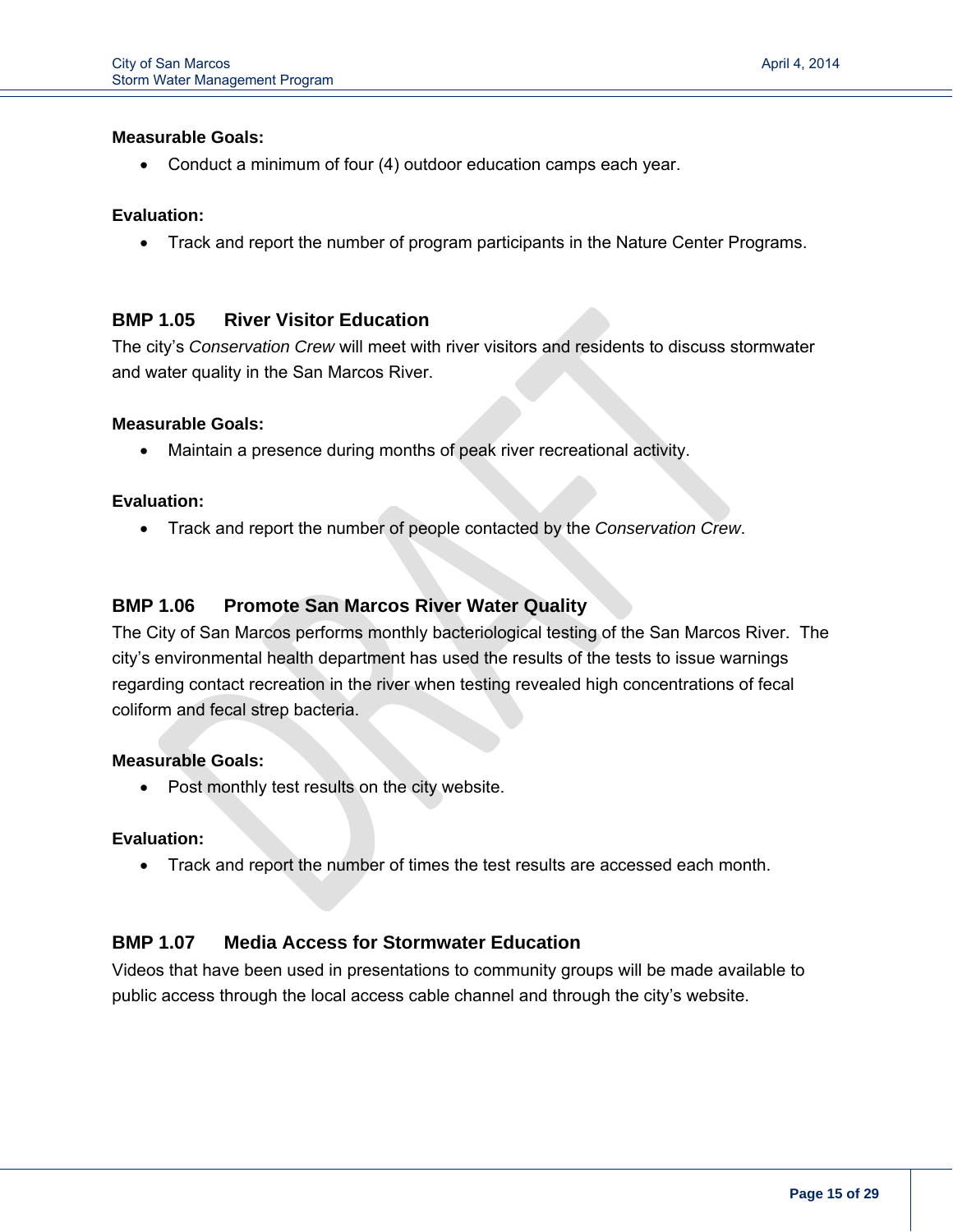**Measurable Goals:**

- Conduct a minimum of four (4) outdoor education camps each year.

**Evaluation:**

- Track and report the number of program participants in the Nature Center Programs.

### BMP 1.05 River Visitor Education

The city's *Conservation Crew* will meet with river visitors and residents to discuss stormwater and water quality in the San Marcos River.

**Measurable Goals:**

- Maintain a presence during months of peak river recreational activity.

**Evaluation:**

- Track and report the number of people contacted by the *Conservation Crew*.

### BMP 1.06 Promote San Marcos River Water Quality

The City of San Marcos performs monthly bacteriological testing of the San Marcos River. The city's environmental health department has used the results of the tests to issue warnings regarding contact recreation in the river when testing revealed high concentrations of fecal coliform and fecal strep bacteria.

**Measurable Goals:**

- Post monthly test results on the city website.

**Evaluation:**

- Track and report the number of times the test results are accessed each month.

### BMP 1.07 Media Access for Stormwater Education

Videos that have been used in presentations to community groups will be made available to public access through the local access cable channel and through the city's website.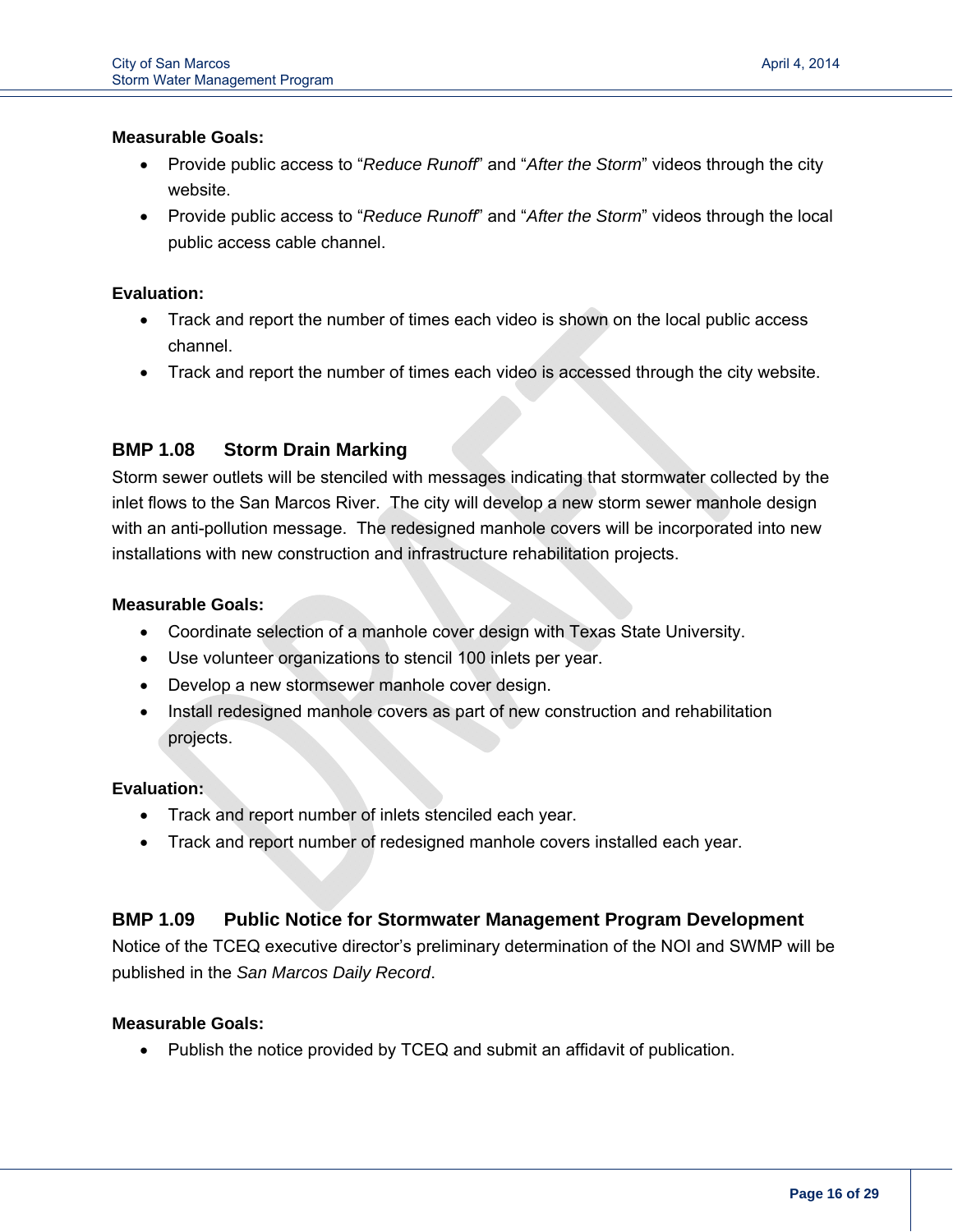**Measurable Goals:**

- Provide public access to "*Reduce Runoff*" and "*After the Storm*" videos through the city website.
- Provide public access to "*Reduce Runoff*" and "*After the Storm*" videos through the local public access cable channel.

**Evaluation:**

- Track and report the number of times each video is shown on the local public access channel.
- Track and report the number of times each video is accessed through the city website.

### BMP 1.08 Storm Drain Marking

Storm sewer outlets will be stenciled with messages indicating that stormwater collected by the inlet flows to the San Marcos River. The city will develop a new storm sewer manhole design with an anti-pollution message. The redesigned manhole covers will be incorporated into new installations with new construction and infrastructure rehabilitation projects.

**Measurable Goals:**

- Coordinate selection of a manhole cover design with Texas State University.
- Use volunteer organizations to stencil 100 inlets per year.
- Develop a new stormsewer manhole cover design.
- Install redesigned manhole covers as part of new construction and rehabilitation projects.

**Evaluation:**

- Track and report number of inlets stenciled each year.
- Track and report number of redesigned manhole covers installed each year.

### BMP 1.09 Public Notice for Stormwater Management Program Development

Notice of the TCEQ executive director's preliminary determination of the NOI and SWMP will be published in the *San Marcos Daily Record*.

**Measurable Goals:**

- Publish the notice provided by TCEQ and submit an affidavit of publication.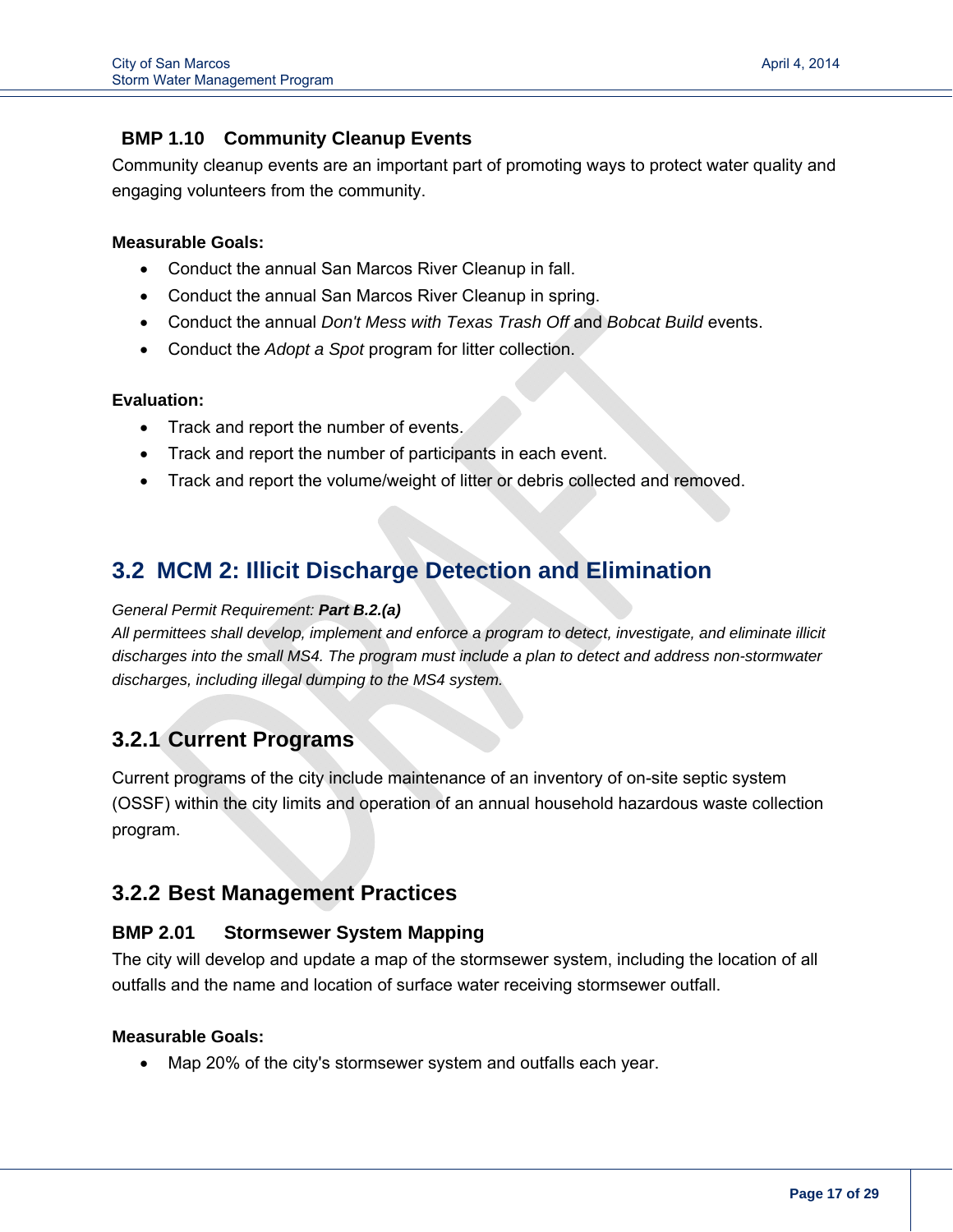### BMP 1.10 Community Cleanup Events

Community cleanup events are an important part of promoting ways to protect water quality and engaging volunteers from the community.

**Measurable Goals:**

- Conduct the annual San Marcos River Cleanup in fall.
- Conduct the annual San Marcos River Cleanup in spring.
- Conduct the annual *Don't Mess with Texas Trash Off* and *Bobcat Build* events.
- Conduct the *Adopt a Spot* program for litter collection.

**Evaluation:**

- Track and report the number of events.
- Track and report the number of participants in each event.
- Track and report the volume/weight of litter or debris collected and removed.

## 3.2 MCM 2: Illicit Discharge Detection and Elimination

*General Permit Requirement:* ***Part B.2.(a)***
*All permittees shall develop, implement and enforce a program to detect, investigate, and eliminate illicit discharges into the small MS4. The program must include a plan to detect and address non-stormwater discharges, including illegal dumping to the MS4 system.*

### 3.2.1 Current Programs

Current programs of the city include maintenance of an inventory of on-site septic system (OSSF) within the city limits and operation of an annual household hazardous waste collection program.

### 3.2.2 Best Management Practices

#### BMP 2.01 Stormsewer System Mapping

The city will develop and update a map of the stormsewer system, including the location of all outfalls and the name and location of surface water receiving stormsewer outfall.

**Measurable Goals:**

- Map 20% of the city's stormsewer system and outfalls each year.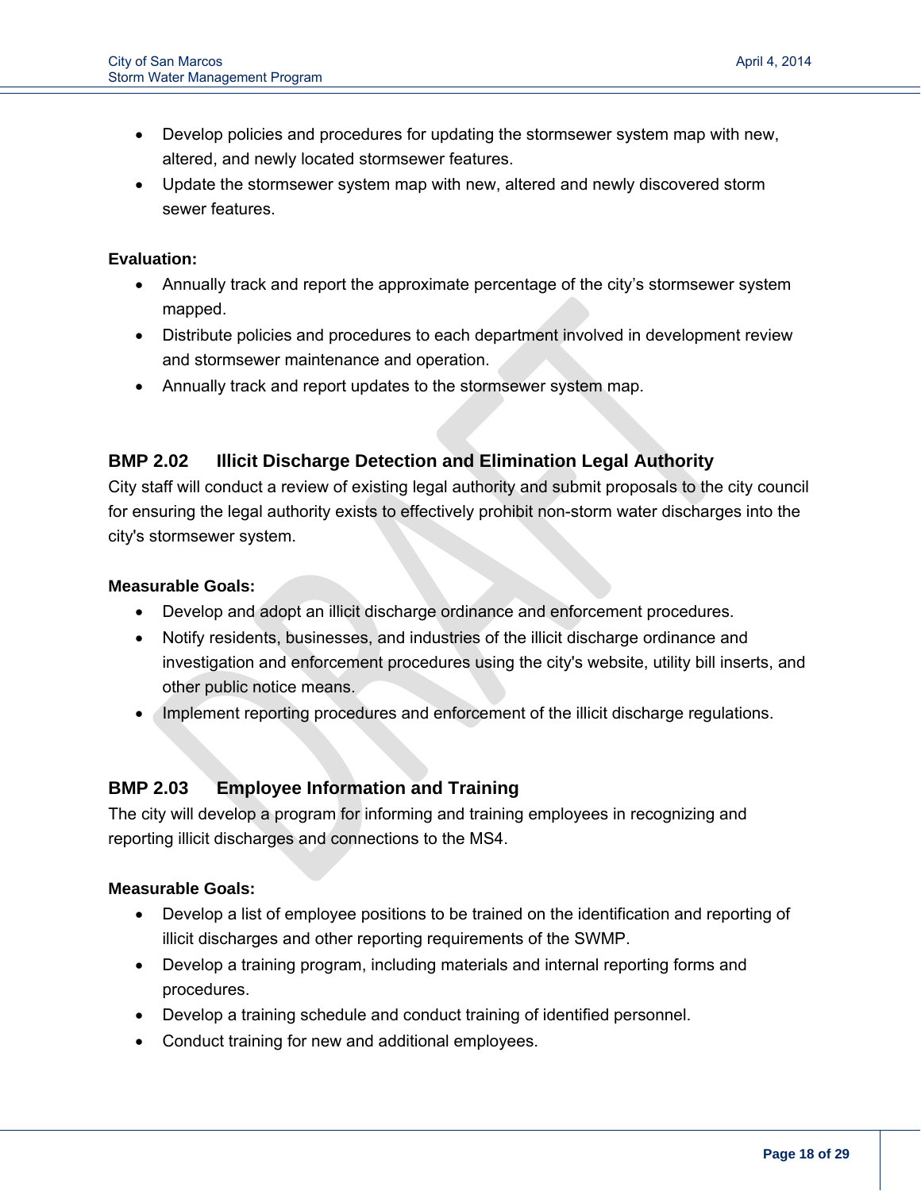- Develop policies and procedures for updating the stormsewer system map with new, altered, and newly located stormsewer features.
- Update the stormsewer system map with new, altered and newly discovered storm sewer features.

**Evaluation:**

- Annually track and report the approximate percentage of the city's stormsewer system mapped.
- Distribute policies and procedures to each department involved in development review and stormsewer maintenance and operation.
- Annually track and report updates to the stormsewer system map.

### BMP 2.02 Illicit Discharge Detection and Elimination Legal Authority

City staff will conduct a review of existing legal authority and submit proposals to the city council for ensuring the legal authority exists to effectively prohibit non-storm water discharges into the city's stormsewer system.

**Measurable Goals:**

- Develop and adopt an illicit discharge ordinance and enforcement procedures.
- Notify residents, businesses, and industries of the illicit discharge ordinance and investigation and enforcement procedures using the city's website, utility bill inserts, and other public notice means.
- Implement reporting procedures and enforcement of the illicit discharge regulations.

### BMP 2.03 Employee Information and Training

The city will develop a program for informing and training employees in recognizing and reporting illicit discharges and connections to the MS4.

**Measurable Goals:**

- Develop a list of employee positions to be trained on the identification and reporting of illicit discharges and other reporting requirements of the SWMP.
- Develop a training program, including materials and internal reporting forms and procedures.
- Develop a training schedule and conduct training of identified personnel.
- Conduct training for new and additional employees.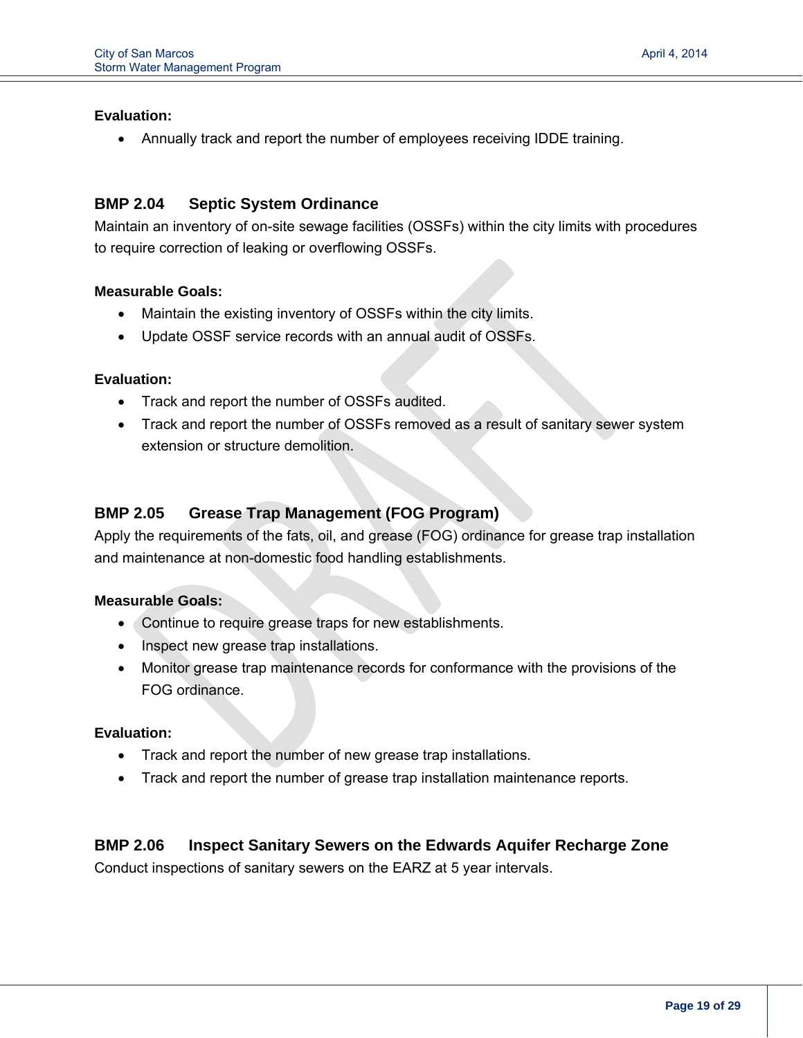**Evaluation:**

- Annually track and report the number of employees receiving IDDE training.

### BMP 2.04 Septic System Ordinance

Maintain an inventory of on-site sewage facilities (OSSFs) within the city limits with procedures to require correction of leaking or overflowing OSSFs.

**Measurable Goals:**

- Maintain the existing inventory of OSSFs within the city limits.
- Update OSSF service records with an annual audit of OSSFs.

**Evaluation:**

- Track and report the number of OSSFs audited.
- Track and report the number of OSSFs removed as a result of sanitary sewer system extension or structure demolition.

### BMP 2.05 Grease Trap Management (FOG Program)

Apply the requirements of the fats, oil, and grease (FOG) ordinance for grease trap installation and maintenance at non-domestic food handling establishments.

**Measurable Goals:**

- Continue to require grease traps for new establishments.
- Inspect new grease trap installations.
- Monitor grease trap maintenance records for conformance with the provisions of the FOG ordinance.

**Evaluation:**

- Track and report the number of new grease trap installations.
- Track and report the number of grease trap installation maintenance reports.

### BMP 2.06 Inspect Sanitary Sewers on the Edwards Aquifer Recharge Zone

Conduct inspections of sanitary sewers on the EARZ at 5 year intervals.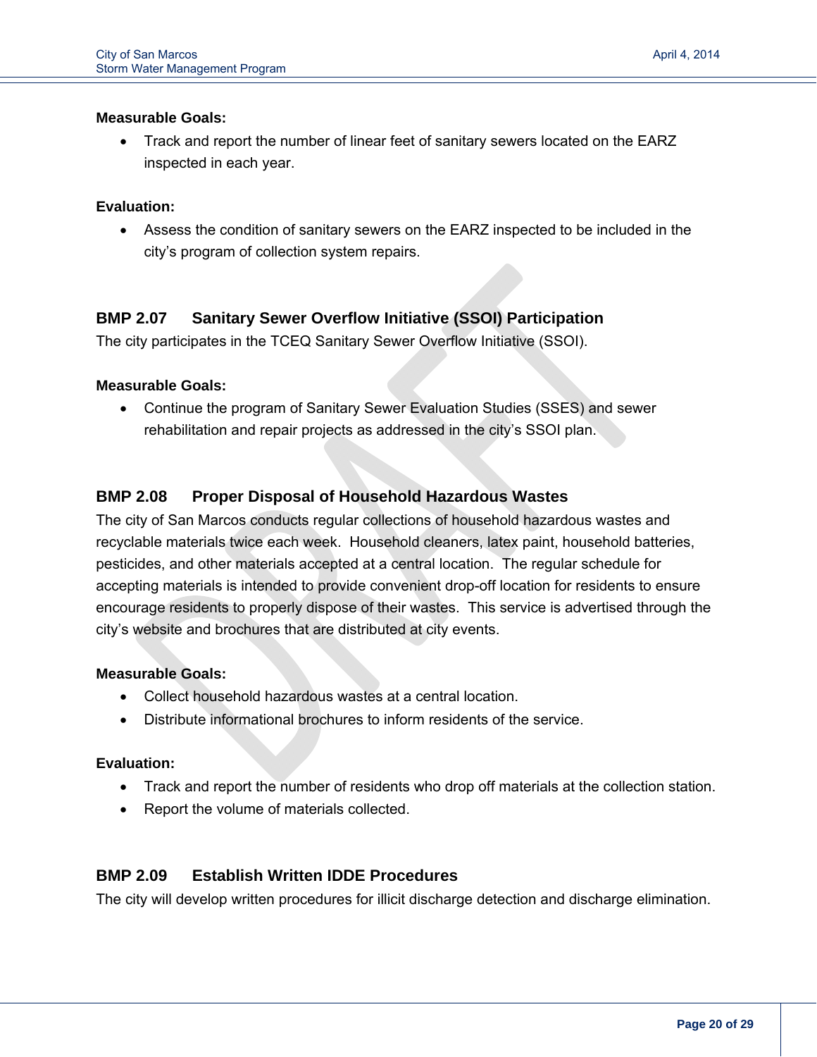**Measurable Goals:**

- Track and report the number of linear feet of sanitary sewers located on the EARZ inspected in each year.

**Evaluation:**

- Assess the condition of sanitary sewers on the EARZ inspected to be included in the city's program of collection system repairs.

### BMP 2.07 Sanitary Sewer Overflow Initiative (SSOI) Participation

The city participates in the TCEQ Sanitary Sewer Overflow Initiative (SSOI).

**Measurable Goals:**

- Continue the program of Sanitary Sewer Evaluation Studies (SSES) and sewer rehabilitation and repair projects as addressed in the city's SSOI plan.

### BMP 2.08 Proper Disposal of Household Hazardous Wastes

The city of San Marcos conducts regular collections of household hazardous wastes and recyclable materials twice each week. Household cleaners, latex paint, household batteries, pesticides, and other materials accepted at a central location. The regular schedule for accepting materials is intended to provide convenient drop-off location for residents to ensure encourage residents to properly dispose of their wastes. This service is advertised through the city's website and brochures that are distributed at city events.

**Measurable Goals:**

- Collect household hazardous wastes at a central location.
- Distribute informational brochures to inform residents of the service.

**Evaluation:**

- Track and report the number of residents who drop off materials at the collection station.
- Report the volume of materials collected.

### BMP 2.09 Establish Written IDDE Procedures

The city will develop written procedures for illicit discharge detection and discharge elimination.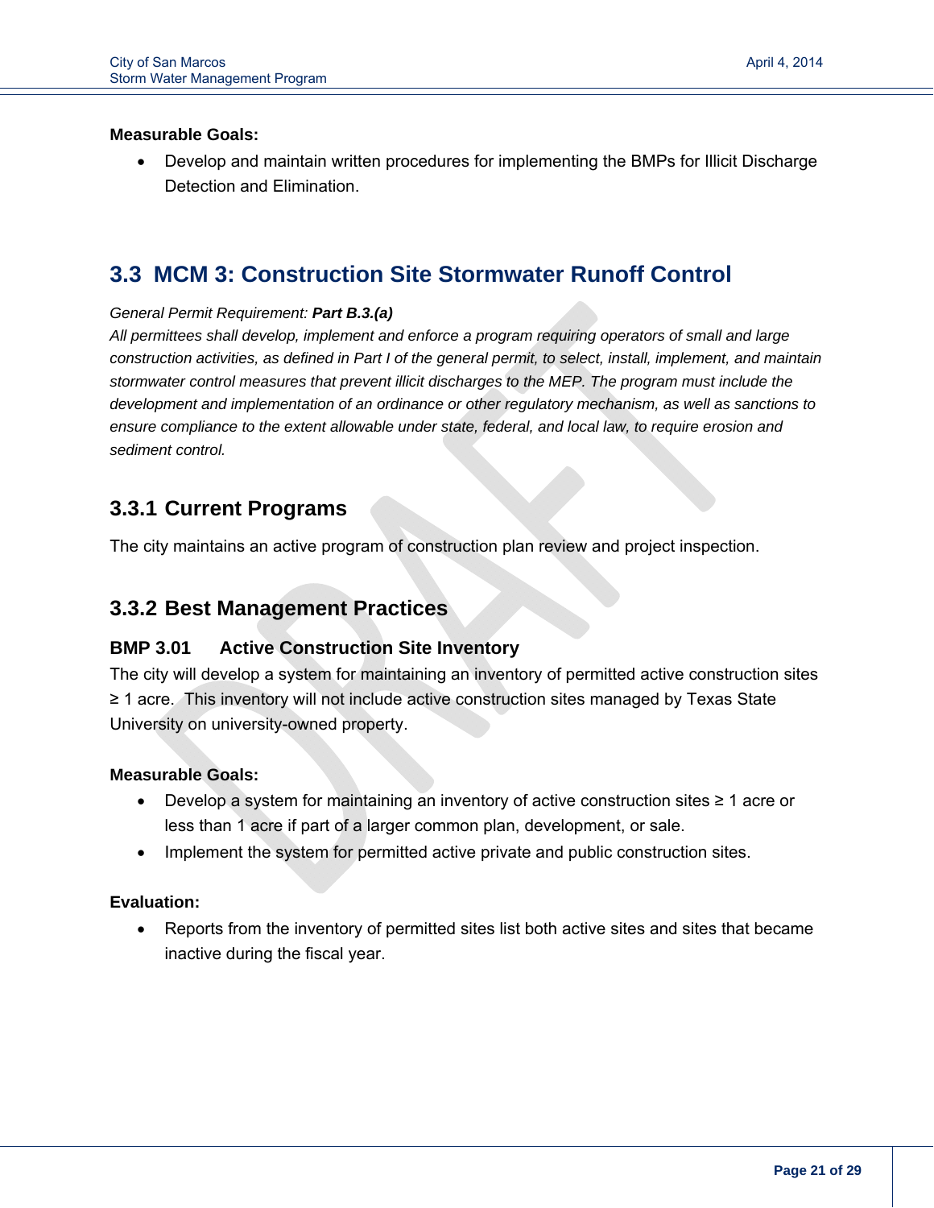**Measurable Goals:**

- Develop and maintain written procedures for implementing the BMPs for Illicit Discharge Detection and Elimination.

## 3.3 MCM 3: Construction Site Stormwater Runoff Control

*General Permit Requirement:* ***Part B.3.(a)***
*All permittees shall develop, implement and enforce a program requiring operators of small and large construction activities, as defined in Part I of the general permit, to select, install, implement, and maintain stormwater control measures that prevent illicit discharges to the MEP. The program must include the development and implementation of an ordinance or other regulatory mechanism, as well as sanctions to ensure compliance to the extent allowable under state, federal, and local law, to require erosion and sediment control.*

### 3.3.1 Current Programs

The city maintains an active program of construction plan review and project inspection.

### 3.3.2 Best Management Practices

#### BMP 3.01 Active Construction Site Inventory

The city will develop a system for maintaining an inventory of permitted active construction sites ≥ 1 acre. This inventory will not include active construction sites managed by Texas State University on university-owned property.

**Measurable Goals:**

- Develop a system for maintaining an inventory of active construction sites ≥ 1 acre or less than 1 acre if part of a larger common plan, development, or sale.
- Implement the system for permitted active private and public construction sites.

**Evaluation:**

- Reports from the inventory of permitted sites list both active sites and sites that became inactive during the fiscal year.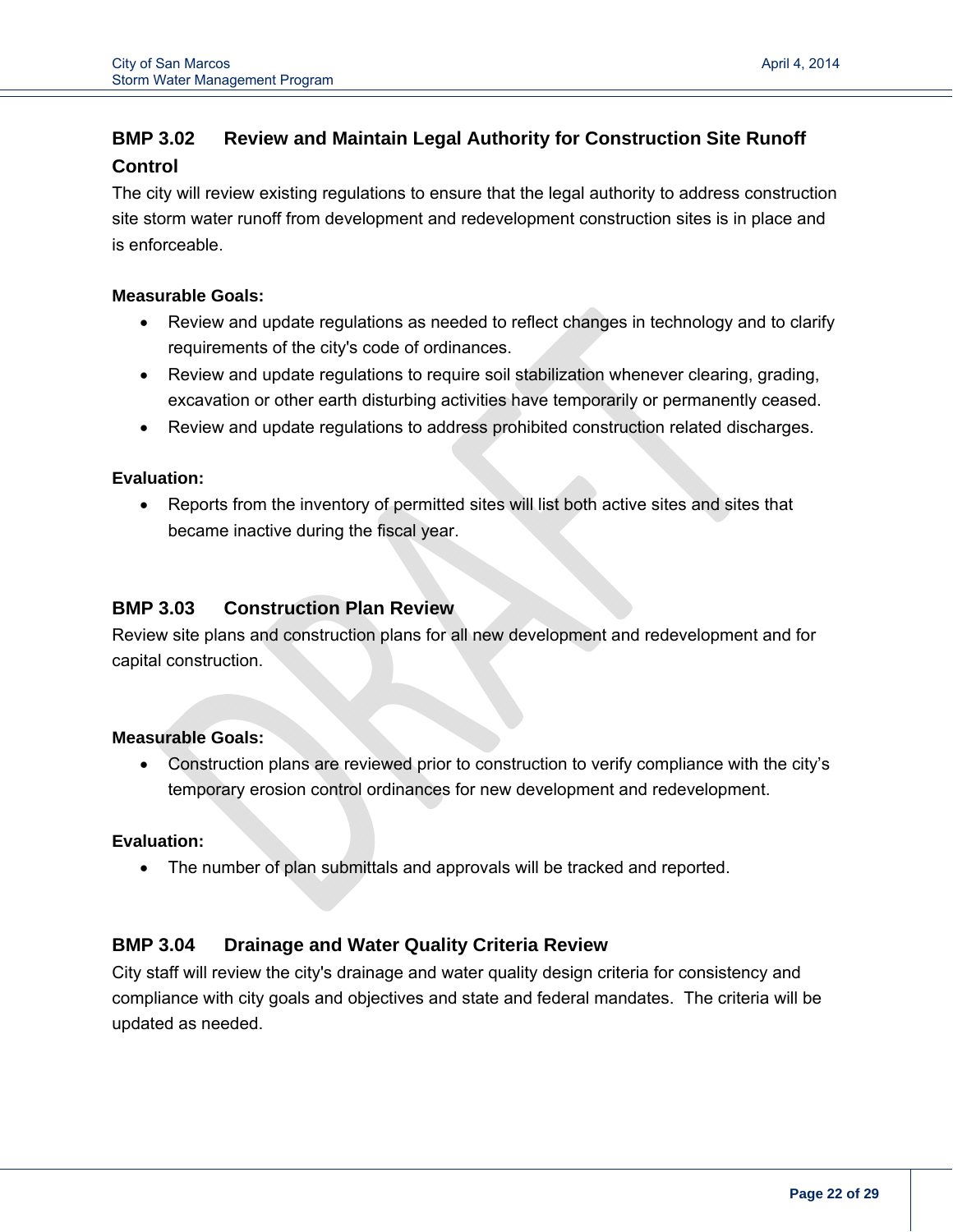### BMP 3.02 Review and Maintain Legal Authority for Construction Site Runoff Control

The city will review existing regulations to ensure that the legal authority to address construction site storm water runoff from development and redevelopment construction sites is in place and is enforceable.

**Measurable Goals:**

- Review and update regulations as needed to reflect changes in technology and to clarify requirements of the city's code of ordinances.
- Review and update regulations to require soil stabilization whenever clearing, grading, excavation or other earth disturbing activities have temporarily or permanently ceased.
- Review and update regulations to address prohibited construction related discharges.

**Evaluation:**

- Reports from the inventory of permitted sites will list both active sites and sites that became inactive during the fiscal year.

### BMP 3.03 Construction Plan Review

Review site plans and construction plans for all new development and redevelopment and for capital construction.

**Measurable Goals:**

- Construction plans are reviewed prior to construction to verify compliance with the city's temporary erosion control ordinances for new development and redevelopment.

**Evaluation:**

- The number of plan submittals and approvals will be tracked and reported.

### BMP 3.04 Drainage and Water Quality Criteria Review

City staff will review the city's drainage and water quality design criteria for consistency and compliance with city goals and objectives and state and federal mandates. The criteria will be updated as needed.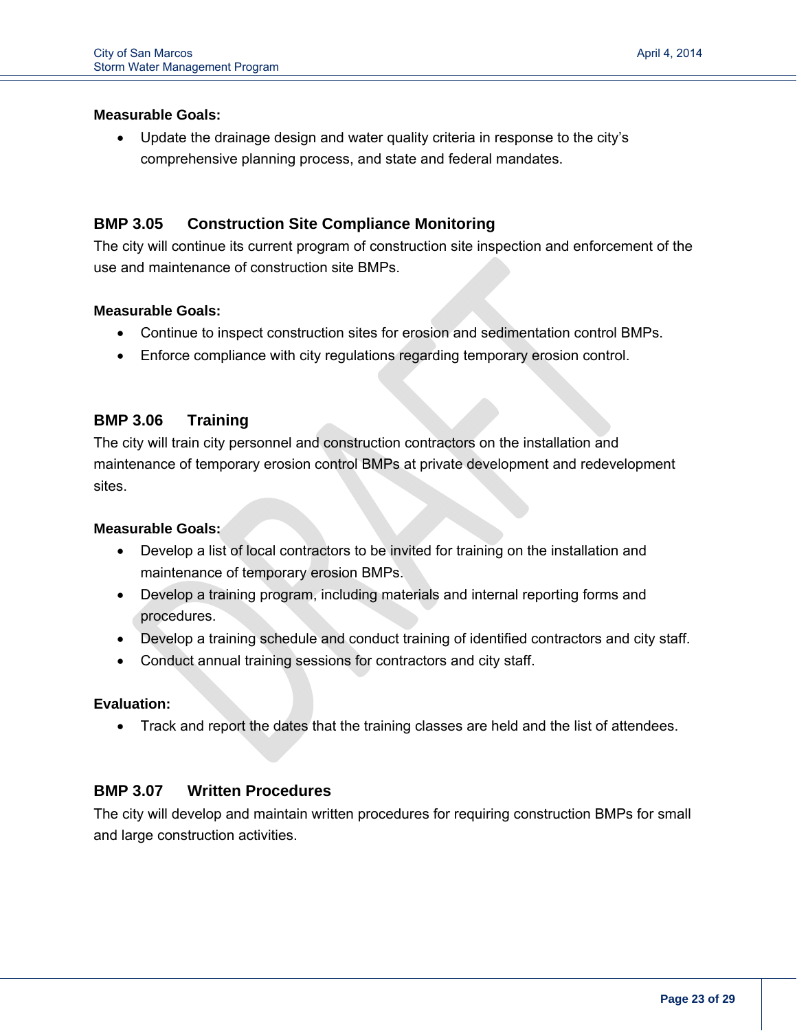**Measurable Goals:**

- Update the drainage design and water quality criteria in response to the city's comprehensive planning process, and state and federal mandates.

### BMP 3.05 Construction Site Compliance Monitoring

The city will continue its current program of construction site inspection and enforcement of the use and maintenance of construction site BMPs.

**Measurable Goals:**

- Continue to inspect construction sites for erosion and sedimentation control BMPs.
- Enforce compliance with city regulations regarding temporary erosion control.

### BMP 3.06 Training

The city will train city personnel and construction contractors on the installation and maintenance of temporary erosion control BMPs at private development and redevelopment sites.

**Measurable Goals:**

- Develop a list of local contractors to be invited for training on the installation and maintenance of temporary erosion BMPs.
- Develop a training program, including materials and internal reporting forms and procedures.
- Develop a training schedule and conduct training of identified contractors and city staff.
- Conduct annual training sessions for contractors and city staff.

**Evaluation:**

- Track and report the dates that the training classes are held and the list of attendees.

### BMP 3.07 Written Procedures

The city will develop and maintain written procedures for requiring construction BMPs for small and large construction activities.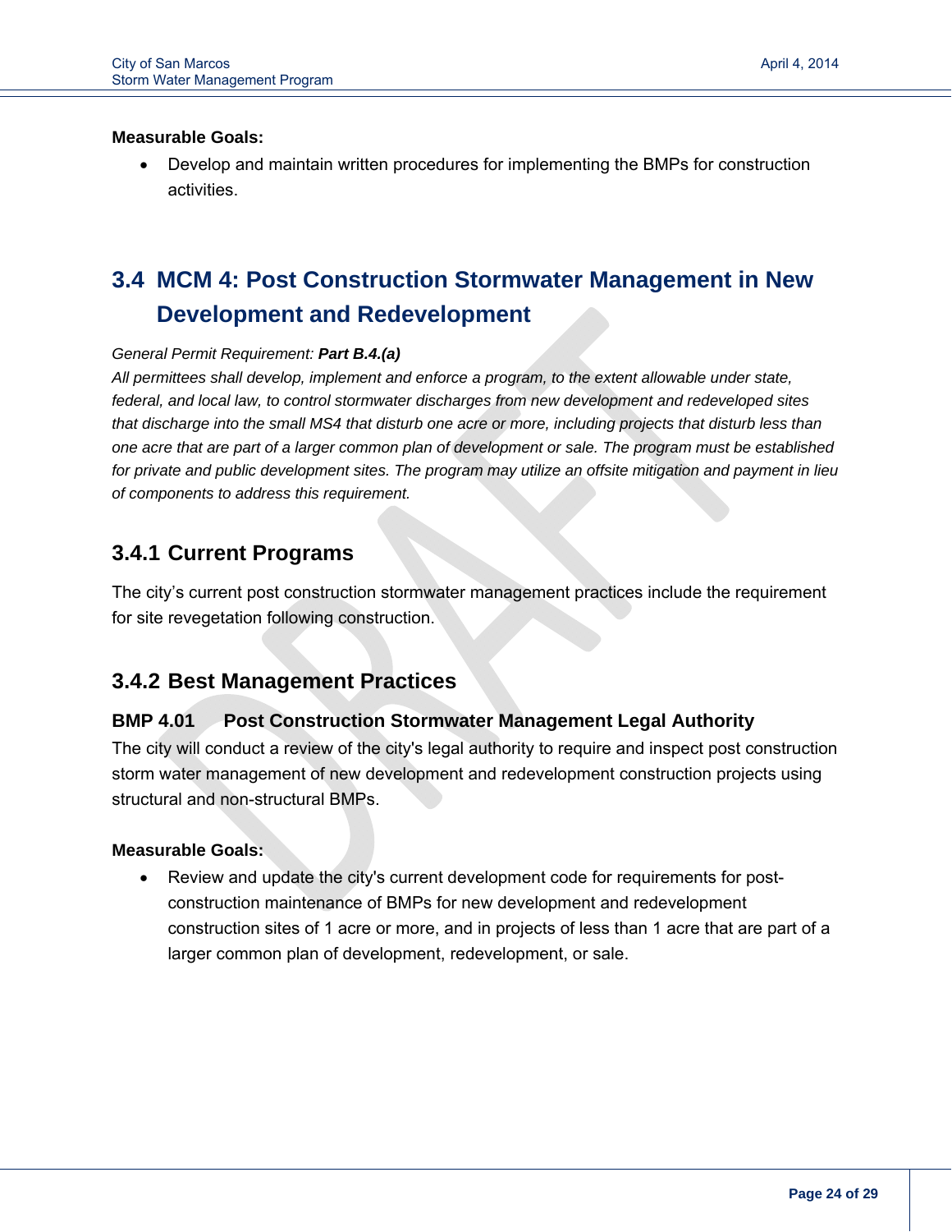**Measurable Goals:**

- Develop and maintain written procedures for implementing the BMPs for construction activities.

## 3.4 MCM 4: Post Construction Stormwater Management in New Development and Redevelopment

*General Permit Requirement:* ***Part B.4.(a)***

*All permittees shall develop, implement and enforce a program, to the extent allowable under state, federal, and local law, to control stormwater discharges from new development and redeveloped sites that discharge into the small MS4 that disturb one acre or more, including projects that disturb less than one acre that are part of a larger common plan of development or sale. The program must be established for private and public development sites. The program may utilize an offsite mitigation and payment in lieu of components to address this requirement.*

### 3.4.1 Current Programs

The city's current post construction stormwater management practices include the requirement for site revegetation following construction.

### 3.4.2 Best Management Practices

#### BMP 4.01 Post Construction Stormwater Management Legal Authority

The city will conduct a review of the city's legal authority to require and inspect post construction storm water management of new development and redevelopment construction projects using structural and non-structural BMPs.

**Measurable Goals:**

- Review and update the city's current development code for requirements for post-construction maintenance of BMPs for new development and redevelopment construction sites of 1 acre or more, and in projects of less than 1 acre that are part of a larger common plan of development, redevelopment, or sale.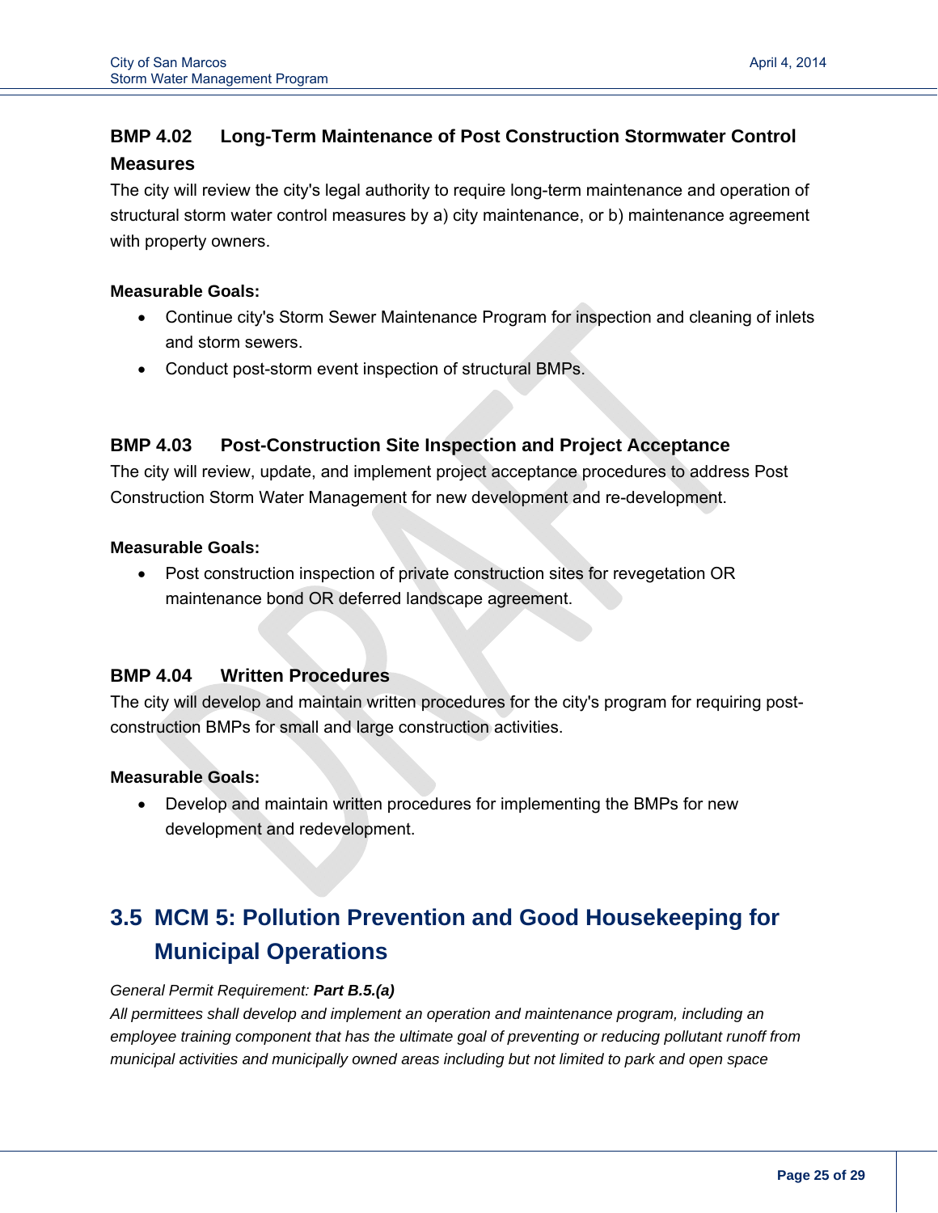### BMP 4.02 Long-Term Maintenance of Post Construction Stormwater Control Measures

The city will review the city's legal authority to require long-term maintenance and operation of structural storm water control measures by a) city maintenance, or b) maintenance agreement with property owners.

**Measurable Goals:**

- Continue city's Storm Sewer Maintenance Program for inspection and cleaning of inlets and storm sewers.
- Conduct post-storm event inspection of structural BMPs.

### BMP 4.03 Post-Construction Site Inspection and Project Acceptance

The city will review, update, and implement project acceptance procedures to address Post Construction Storm Water Management for new development and re-development.

**Measurable Goals:**

- Post construction inspection of private construction sites for revegetation OR maintenance bond OR deferred landscape agreement.

### BMP 4.04 Written Procedures

The city will develop and maintain written procedures for the city's program for requiring post-construction BMPs for small and large construction activities.

**Measurable Goals:**

- Develop and maintain written procedures for implementing the BMPs for new development and redevelopment.

## 3.5 MCM 5: Pollution Prevention and Good Housekeeping for Municipal Operations

*General Permit Requirement:* ***Part B.5.(a)***
*All permittees shall develop and implement an operation and maintenance program, including an employee training component that has the ultimate goal of preventing or reducing pollutant runoff from municipal activities and municipally owned areas including but not limited to park and open space*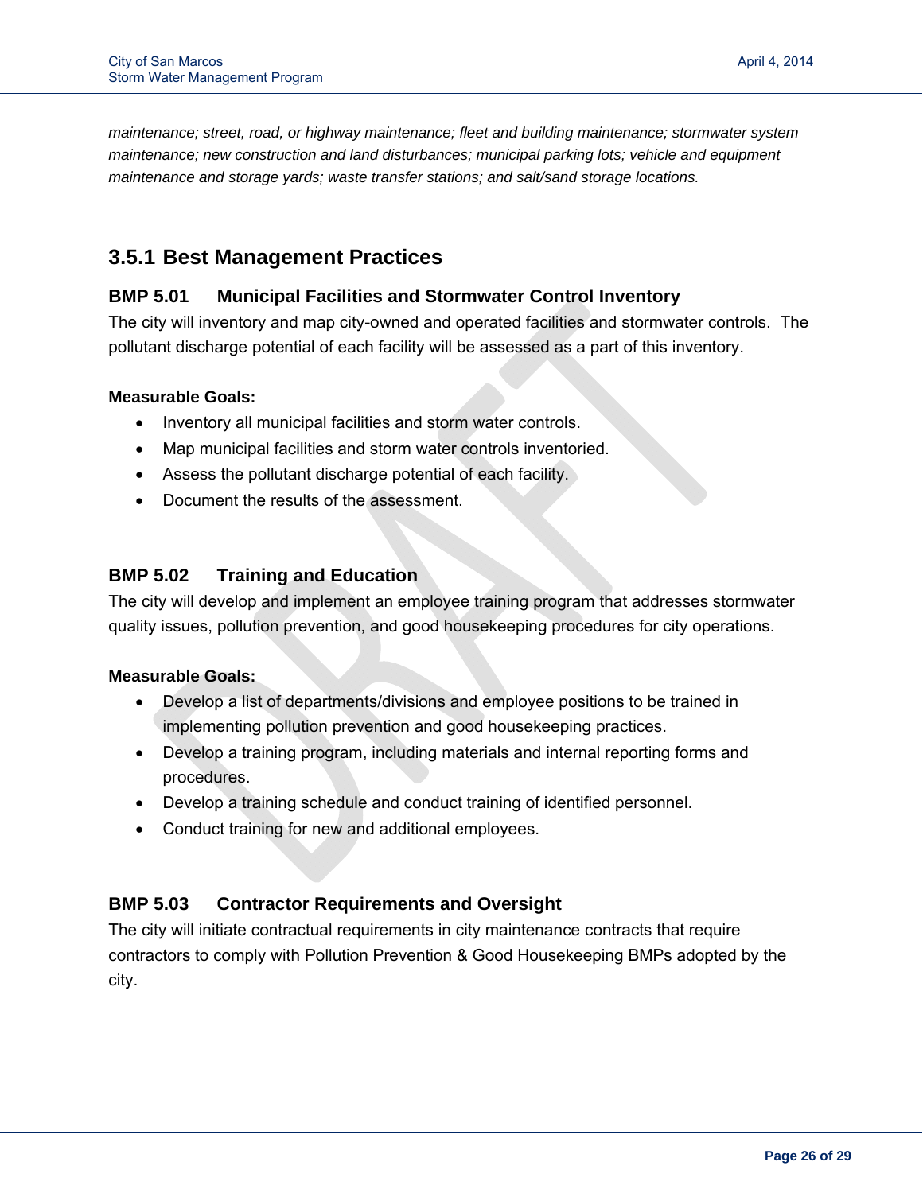*maintenance; street, road, or highway maintenance; fleet and building maintenance; stormwater system maintenance; new construction and land disturbances; municipal parking lots; vehicle and equipment maintenance and storage yards; waste transfer stations; and salt/sand storage locations.*

## 3.5.1 Best Management Practices

### BMP 5.01 Municipal Facilities and Stormwater Control Inventory

The city will inventory and map city-owned and operated facilities and stormwater controls. The pollutant discharge potential of each facility will be assessed as a part of this inventory.

**Measurable Goals:**

- Inventory all municipal facilities and storm water controls.
- Map municipal facilities and storm water controls inventoried.
- Assess the pollutant discharge potential of each facility.
- Document the results of the assessment.

### BMP 5.02 Training and Education

The city will develop and implement an employee training program that addresses stormwater quality issues, pollution prevention, and good housekeeping procedures for city operations.

**Measurable Goals:**

- Develop a list of departments/divisions and employee positions to be trained in implementing pollution prevention and good housekeeping practices.
- Develop a training program, including materials and internal reporting forms and procedures.
- Develop a training schedule and conduct training of identified personnel.
- Conduct training for new and additional employees.

### BMP 5.03 Contractor Requirements and Oversight

The city will initiate contractual requirements in city maintenance contracts that require contractors to comply with Pollution Prevention & Good Housekeeping BMPs adopted by the city.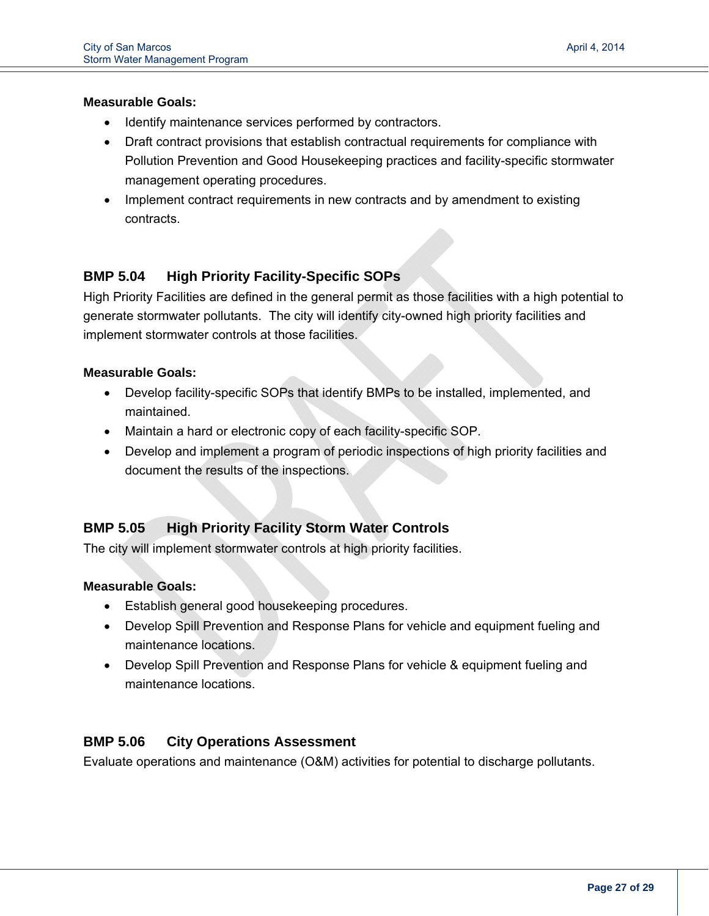**Measurable Goals:**

- Identify maintenance services performed by contractors.
- Draft contract provisions that establish contractual requirements for compliance with Pollution Prevention and Good Housekeeping practices and facility-specific stormwater management operating procedures.
- Implement contract requirements in new contracts and by amendment to existing contracts.

### BMP 5.04 High Priority Facility-Specific SOPs

High Priority Facilities are defined in the general permit as those facilities with a high potential to generate stormwater pollutants. The city will identify city-owned high priority facilities and implement stormwater controls at those facilities.

**Measurable Goals:**

- Develop facility-specific SOPs that identify BMPs to be installed, implemented, and maintained.
- Maintain a hard or electronic copy of each facility-specific SOP.
- Develop and implement a program of periodic inspections of high priority facilities and document the results of the inspections.

### BMP 5.05 High Priority Facility Storm Water Controls

The city will implement stormwater controls at high priority facilities.

**Measurable Goals:**

- Establish general good housekeeping procedures.
- Develop Spill Prevention and Response Plans for vehicle and equipment fueling and maintenance locations.
- Develop Spill Prevention and Response Plans for vehicle & equipment fueling and maintenance locations.

### BMP 5.06 City Operations Assessment

Evaluate operations and maintenance (O&M) activities for potential to discharge pollutants.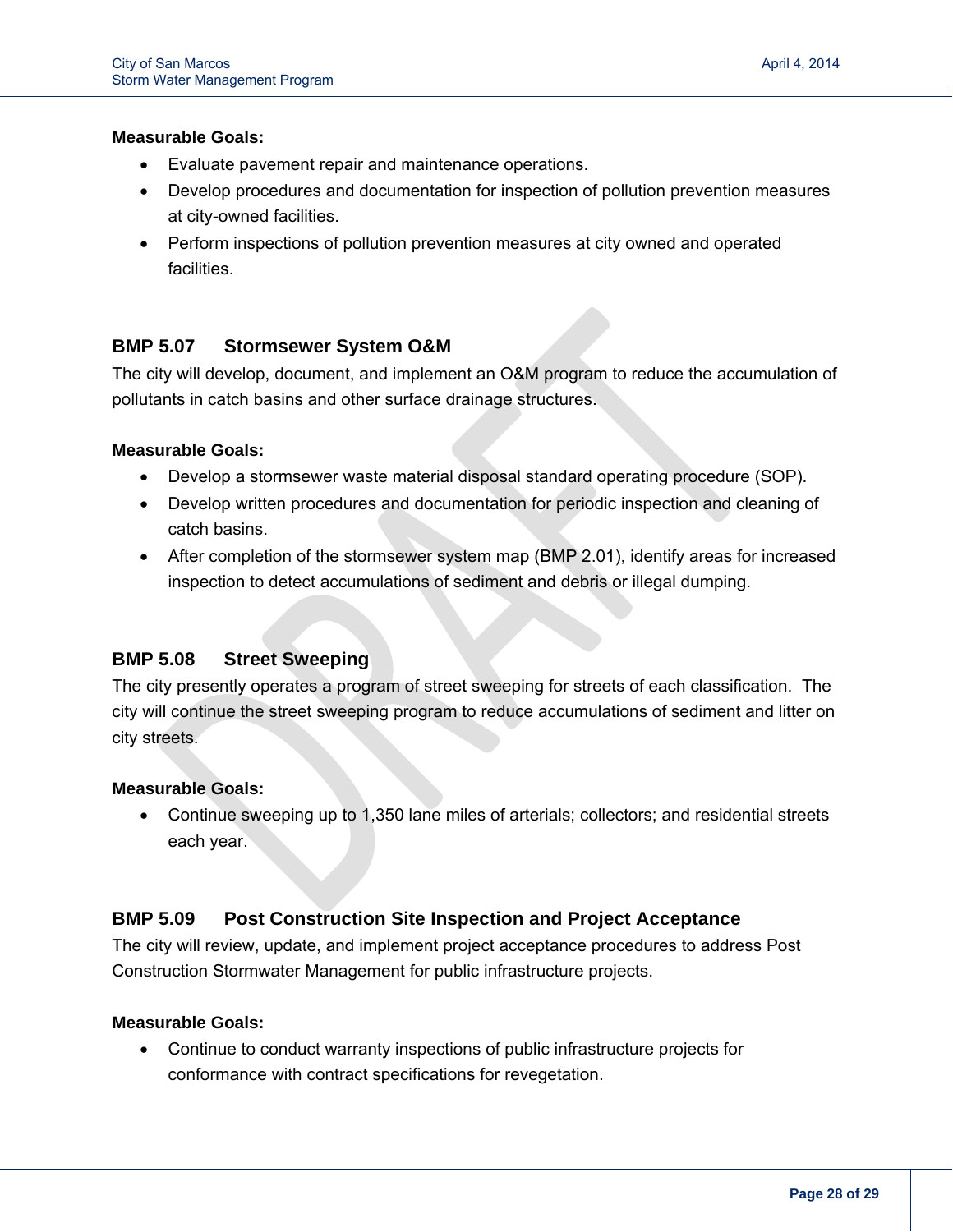**Measurable Goals:**

- Evaluate pavement repair and maintenance operations.
- Develop procedures and documentation for inspection of pollution prevention measures at city-owned facilities.
- Perform inspections of pollution prevention measures at city owned and operated facilities.

### BMP 5.07 Stormsewer System O&M

The city will develop, document, and implement an O&M program to reduce the accumulation of pollutants in catch basins and other surface drainage structures.

**Measurable Goals:**

- Develop a stormsewer waste material disposal standard operating procedure (SOP).
- Develop written procedures and documentation for periodic inspection and cleaning of catch basins.
- After completion of the stormsewer system map (BMP 2.01), identify areas for increased inspection to detect accumulations of sediment and debris or illegal dumping.

### BMP 5.08 Street Sweeping

The city presently operates a program of street sweeping for streets of each classification. The city will continue the street sweeping program to reduce accumulations of sediment and litter on city streets.

**Measurable Goals:**

- Continue sweeping up to 1,350 lane miles of arterials; collectors; and residential streets each year.

### BMP 5.09 Post Construction Site Inspection and Project Acceptance

The city will review, update, and implement project acceptance procedures to address Post Construction Stormwater Management for public infrastructure projects.

**Measurable Goals:**

- Continue to conduct warranty inspections of public infrastructure projects for conformance with contract specifications for revegetation.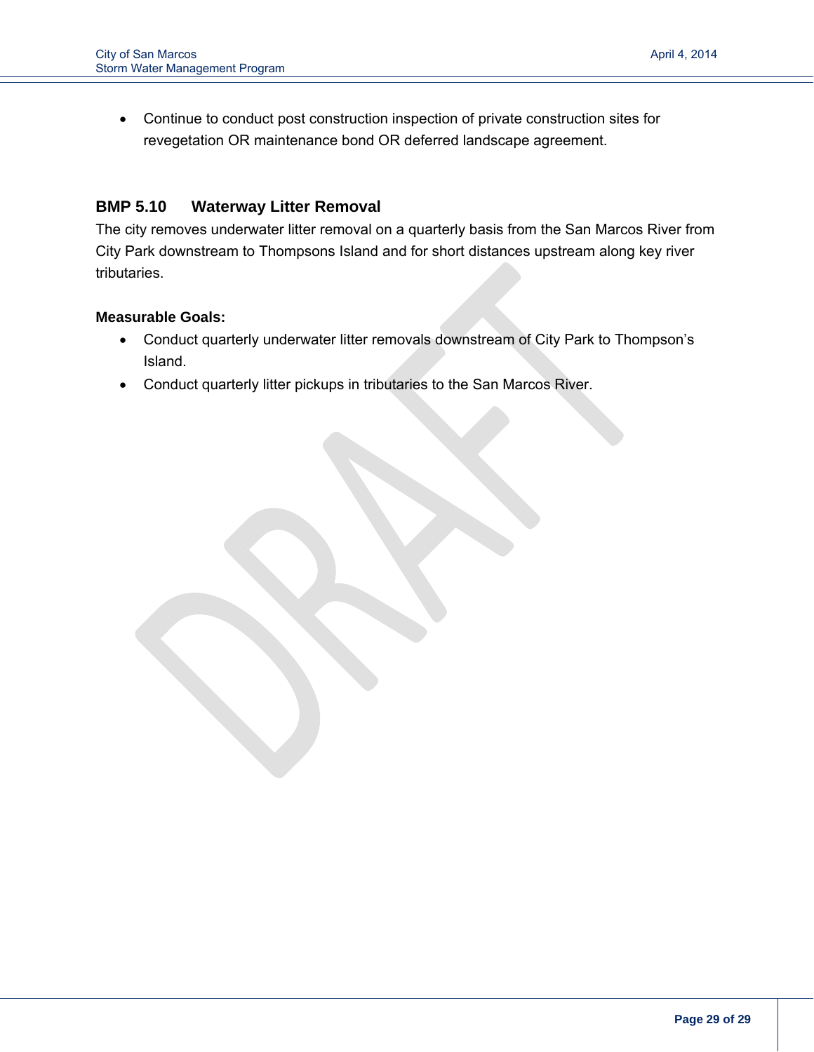- Continue to conduct post construction inspection of private construction sites for revegetation OR maintenance bond OR deferred landscape agreement.

### BMP 5.10 Waterway Litter Removal

The city removes underwater litter removal on a quarterly basis from the San Marcos River from City Park downstream to Thompsons Island and for short distances upstream along key river tributaries.

**Measurable Goals:**

- Conduct quarterly underwater litter removals downstream of City Park to Thompson's Island.
- Conduct quarterly litter pickups in tributaries to the San Marcos River.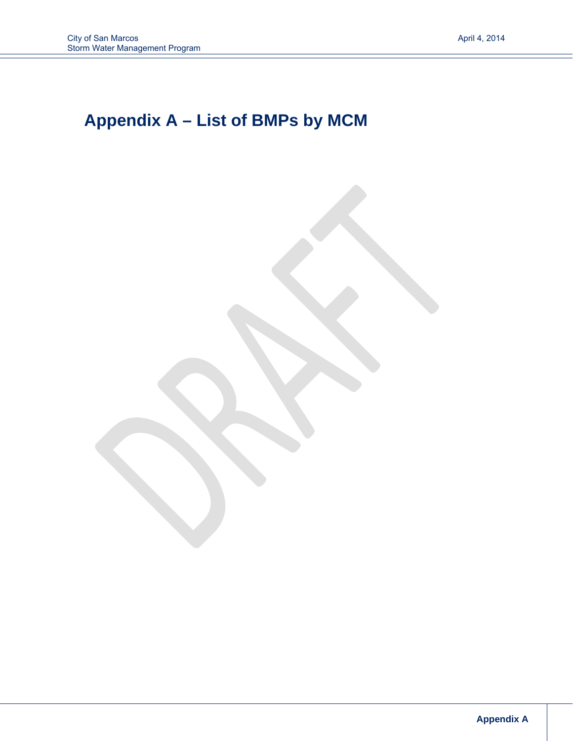# Appendix A – List of BMPs by MCM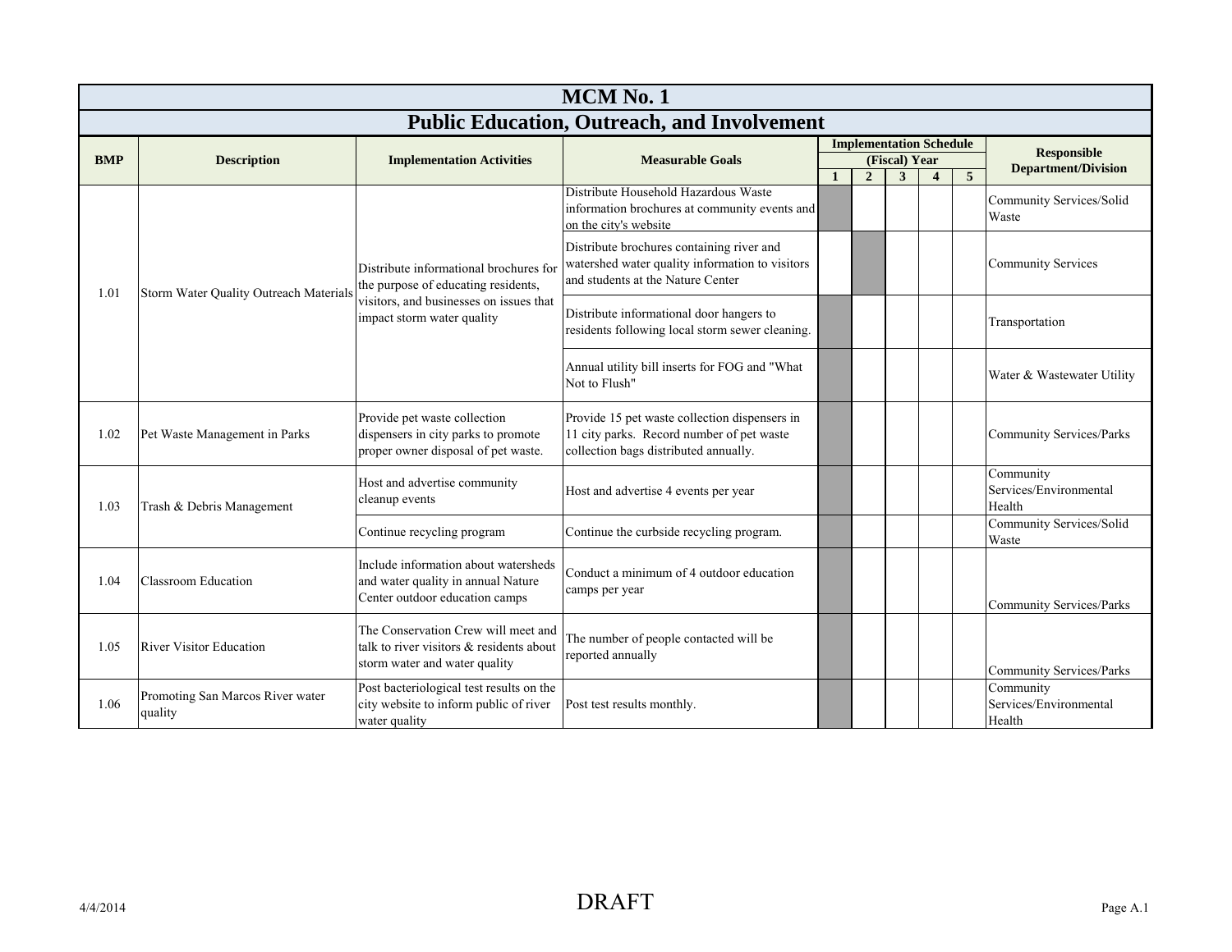# MCM No. 1

## Public Education, Outreach, and Involvement

| BMP | Description | Implementation Activities | Measurable Goals | Implementation Schedule (Fiscal) Year | | | | | Responsible Department/Division |
|---|---|---|---|---|---|---|---|---|---|
| | | | | 1 | 2 | 3 | 4 | 5 | |
| 1.01 | Storm Water Quality Outreach Materials | Distribute informational brochures for the purpose of educating residents, visitors, and businesses on issues that impact storm water quality | Distribute Household Hazardous Waste information brochures at community events and on the city's website | ■ | | | | | Community Services/Solid Waste |
| | | | Distribute brochures containing river and watershed water quality information to visitors and students at the Nature Center | | ■ | | | | Community Services |
| | | | Distribute informational door hangers to residents following local storm sewer cleaning. | ■ | | | | | Transportation |
| | | | Annual utility bill inserts for FOG and "What Not to Flush" | ■ | | | | | Water & Wastewater Utility |
| 1.02 | Pet Waste Management in Parks | Provide pet waste collection dispensers in city parks to promote proper owner disposal of pet waste. | Provide 15 pet waste collection dispensers in 11 city parks. Record number of pet waste collection bags distributed annually. | ■ | | | | | Community Services/Parks |
| 1.03 | Trash & Debris Management | Host and advertise community cleanup events | Host and advertise 4 events per year | ■ | | | | | Community Services/Environmental Health |
| | | Continue recycling program | Continue the curbside recycling program. | ■ | | | | | Community Services/Solid Waste |
| 1.04 | Classroom Education | Include information about watersheds and water quality in annual Nature Center outdoor education camps | Conduct a minimum of 4 outdoor education camps per year | ■ | | | | | Community Services/Parks |
| 1.05 | River Visitor Education | The Conservation Crew will meet and talk to river visitors & residents about storm water and water quality | The number of people contacted will be reported annually | ■ | | | | | Community Services/Parks |
| 1.06 | Promoting San Marcos River water quality | Post bacteriological test results on the city website to inform public of river water quality | Post test results monthly. | ■ | | | | | Community Services/Environmental Health |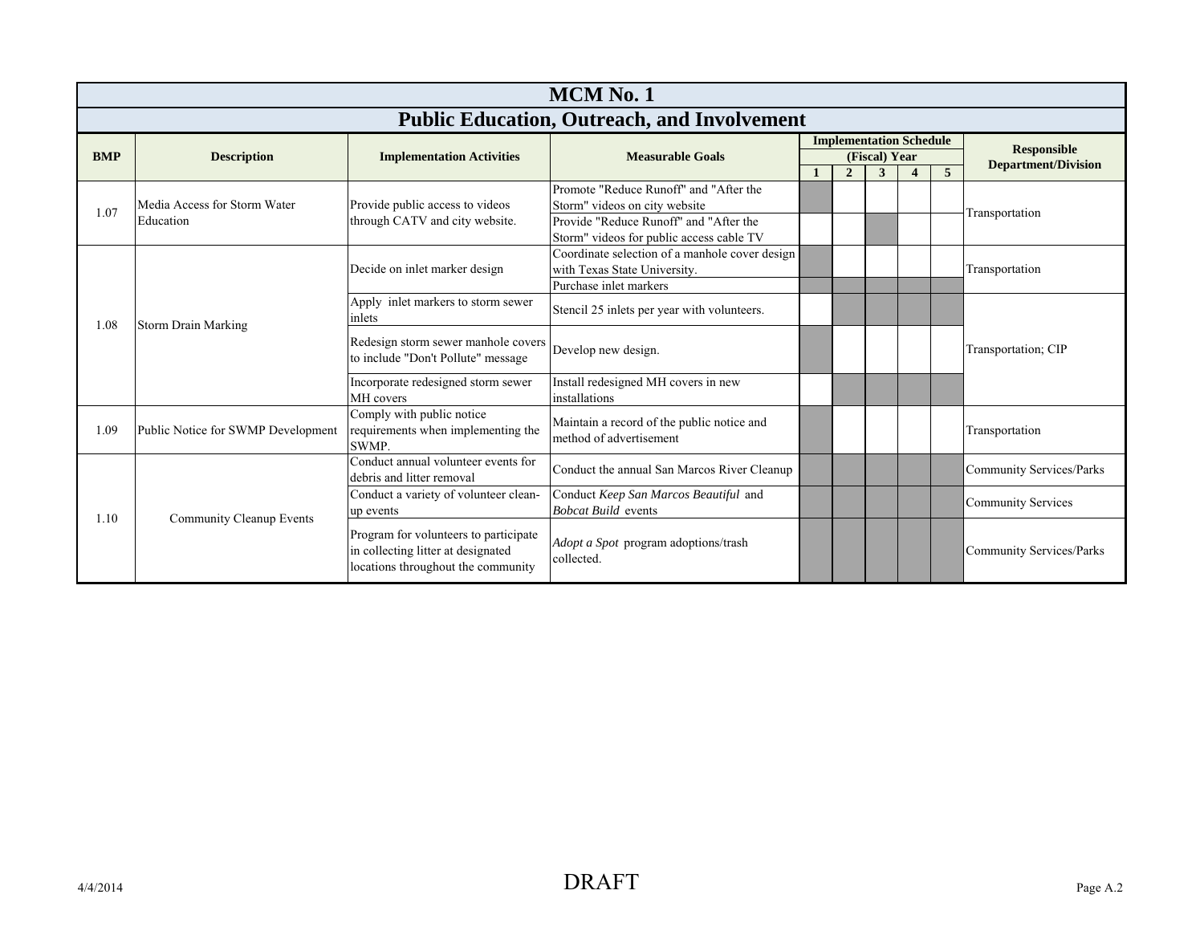# MCM No. 1

## Public Education, Outreach, and Involvement

| BMP | Description | Implementation Activities | Measurable Goals | Implementation Schedule (Fiscal) Year 1 | 2 | 3 | 4 | 5 | Responsible Department/Division |
|---|---|---|---|---|---|---|---|---|---|
| 1.07 | Media Access for Storm Water Education | Provide public access to videos through CATV and city website. | Promote "Reduce Runoff" and "After the Storm" videos on city website | ■ | | | | | Transportation |
| | | | Provide "Reduce Runoff" and "After the Storm" videos for public access cable TV | | | ■ | | | |
| 1.08 | Storm Drain Marking | Decide on inlet marker design | Coordinate selection of a manhole cover design with Texas State University. | ■ | | | | | Transportation |
| | | | Purchase inlet markers | ■ | ■ | ■ | ■ | ■ | |
| | | Apply inlet markers to storm sewer inlets | Stencil 25 inlets per year with volunteers. | | ■ | ■ | ■ | ■ | Transportation; CIP |
| | | Redesign storm sewer manhole covers to include "Don't Pollute" message | Develop new design. | ■ | | | | | |
| | | Incorporate redesigned storm sewer MH covers | Install redesigned MH covers in new installations | | ■ | ■ | ■ | ■ | |
| 1.09 | Public Notice for SWMP Development | Comply with public notice requirements when implementing the SWMP. | Maintain a record of the public notice and method of advertisement | ■ | | | | | Transportation |
| 1.10 | Community Cleanup Events | Conduct annual volunteer events for debris and litter removal | Conduct the annual San Marcos River Cleanup | ■ | ■ | ■ | ■ | ■ | Community Services/Parks |
| | | Conduct a variety of volunteer clean-up events | Conduct *Keep San Marcos Beautiful* and *Bobcat Build* events | ■ | ■ | ■ | ■ | ■ | Community Services |
| | | Program for volunteers to participate in collecting litter at designated locations throughout the community | *Adopt a Spot* program adoptions/trash collected. | ■ | ■ | ■ | ■ | ■ | Community Services/Parks |

4/4/2014 DRAFT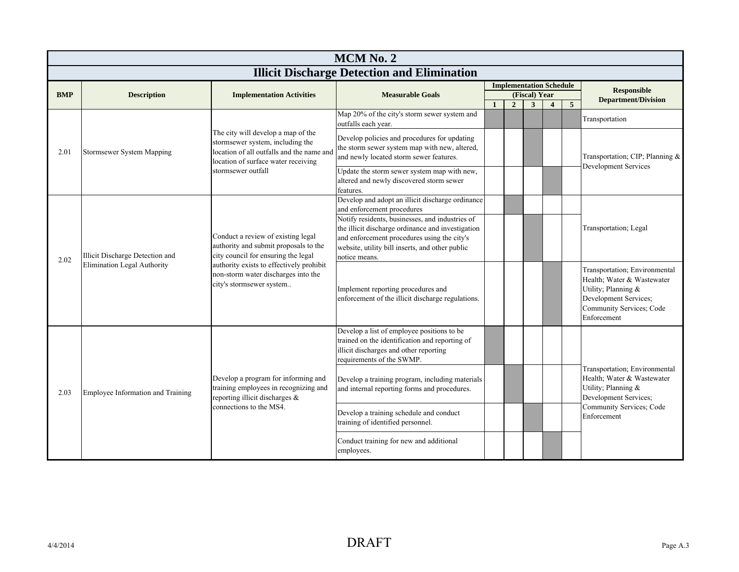| MCM No. 2 | | | | | | | | | |
|---|---|---|---|---|---|---|---|---|---|
| **Illicit Discharge Detection and Elimination** | | | | | | | | | |
| **BMP** | **Description** | **Implementation Activities** | **Measurable Goals** | **Implementation Schedule (Fiscal) Year** | | | | | **Responsible Department/Division** |
| | | | | **1** | **2** | **3** | **4** | **5** | |
| 2.01 | Stormsewer System Mapping | The city will develop a map of the stormsewer system, including the location of all outfalls and the name and location of surface water receiving stormsewer outfall | Map 20% of the city's storm sewer system and outfalls each year. | ■ | ■ | ■ | ■ | ■ | Transportation |
| | | | Develop policies and procedures for updating the storm sewer system map with new, altered, and newly located storm sewer features. | | | ■ | | | Transportation; CIP; Planning & Development Services |
| | | | Update the storm sewer system map with new, altered and newly discovered storm sewer features. | | | | ■ | | |
| 2.02 | Illicit Discharge Detection and Elimination Legal Authority | Conduct a review of existing legal authority and submit proposals to the city council for ensuring the legal authority exists to effectively prohibit non-storm water discharges into the city's stormsewer system.. | Develop and adopt an illicit discharge ordinance and enforcement procedures | | ■ | | | | Transportation; Legal |
| | | | Notify residents, businesses, and industries of the illicit discharge ordinance and investigation and enforcement procedures using the city's website, utility bill inserts, and other public notice means. | | | ■ | | | |
| | | | Implement reporting procedures and enforcement of the illicit discharge regulations. | | | | ■ | | Transportation; Environmental Health; Water & Wastewater Utility; Planning & Development Services; Community Services; Code Enforcement |
| 2.03 | Employee Information and Training | Develop a program for informing and training employees in recognizing and reporting illicit discharges & connections to the MS4. | Develop a list of employee positions to be trained on the identification and reporting of illicit discharges and other reporting requirements of the SWMP. | ■ | | | | | Transportation; Environmental Health; Water & Wastewater Utility; Planning & Development Services; Community Services; Code Enforcement |
| | | | Develop a training program, including materials and internal reporting forms and procedures. | | ■ | | | | |
| | | | Develop a training schedule and conduct training of identified personnel. | | | ■ | | | |
| | | | Conduct training for new and additional employees. | | | | ■ | | |

4/4/2014 DRAFT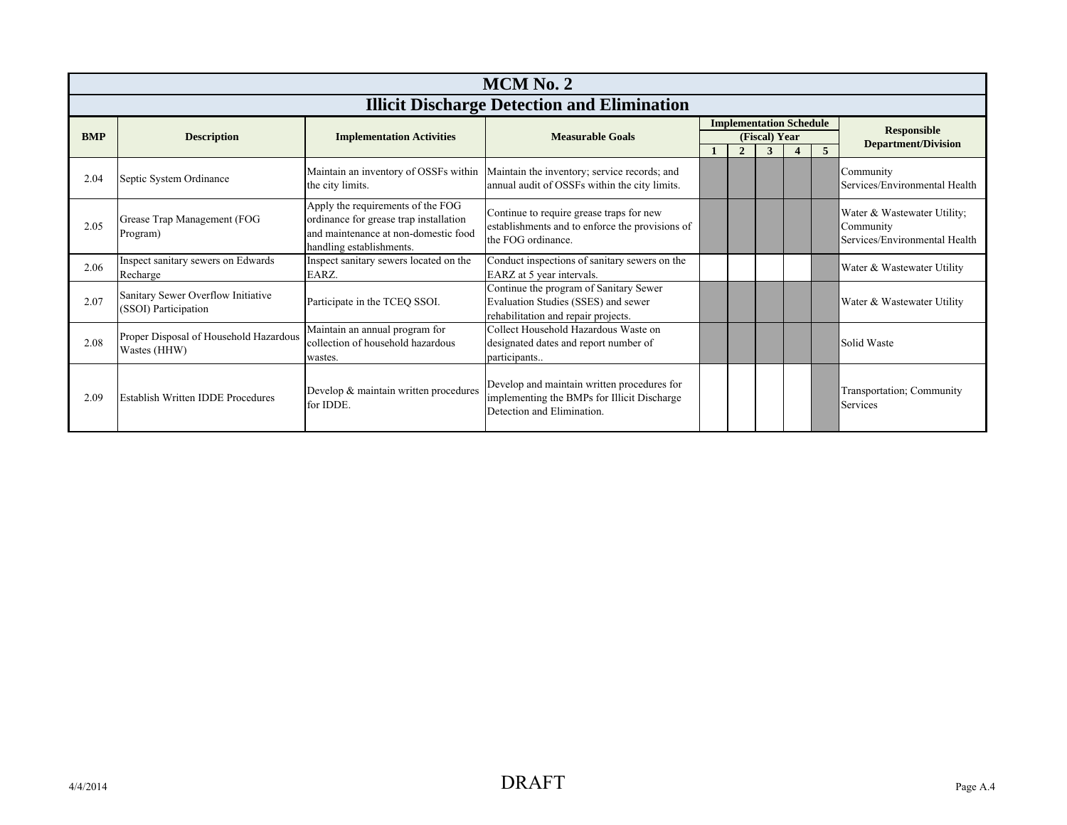# MCM No. 2

## Illicit Discharge Detection and Elimination

| BMP | Description | Implementation Activities | Measurable Goals | Implementation Schedule (Fiscal) Year | | | | | Responsible Department/Division |
|---|---|---|---|---|---|---|---|---|---|
| | | | | 1 | 2 | 3 | 4 | 5 | |
| 2.04 | Septic System Ordinance | Maintain an inventory of OSSFs within the city limits. | Maintain the inventory; service records; and annual audit of OSSFs within the city limits. | | | | | | Community Services/Environmental Health |
| 2.05 | Grease Trap Management (FOG Program) | Apply the requirements of the FOG ordinance for grease trap installation and maintenance at non-domestic food handling establishments. | Continue to require grease traps for new establishments and to enforce the provisions of the FOG ordinance. | | | | | | Water & Wastewater Utility; Community Services/Environmental Health |
| 2.06 | Inspect sanitary sewers on Edwards Recharge | Inspect sanitary sewers located on the EARZ. | Conduct inspections of sanitary sewers on the EARZ at 5 year intervals. | | | | | | Water & Wastewater Utility |
| 2.07 | Sanitary Sewer Overflow Initiative (SSOI) Participation | Participate in the TCEQ SSOI. | Continue the program of Sanitary Sewer Evaluation Studies (SSES) and sewer rehabilitation and repair projects. | | | | | | Water & Wastewater Utility |
| 2.08 | Proper Disposal of Household Hazardous Wastes (HHW) | Maintain an annual program for collection of household hazardous wastes. | Collect Household Hazardous Waste on designated dates and report number of participants.. | | | | | | Solid Waste |
| 2.09 | Establish Written IDDE Procedures | Develop & maintain written procedures for IDDE. | Develop and maintain written procedures for implementing the BMPs for Illicit Discharge Detection and Elimination. | | | | | | Transportation; Community Services |

4/4/2014 DRAFT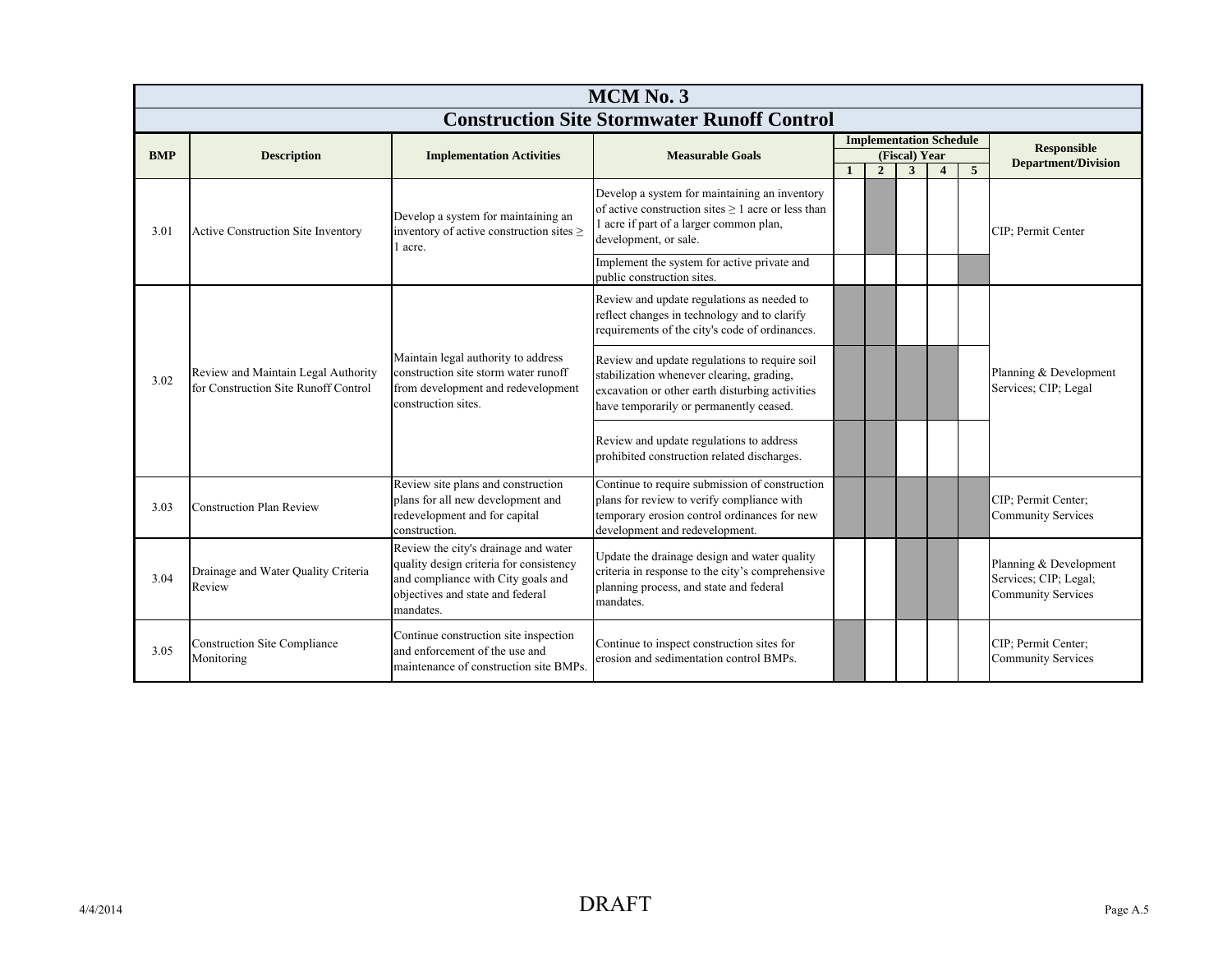# MCM No. 3

## Construction Site Stormwater Runoff Control

| BMP | Description | Implementation Activities | Measurable Goals | Implementation Schedule (Fiscal) Year 1 | 2 | 3 | 4 | 5 | Responsible Department/Division |
|---|---|---|---|---|---|---|---|---|---|
| 3.01 | Active Construction Site Inventory | Develop a system for maintaining an inventory of active construction sites ≥ 1 acre. | Develop a system for maintaining an inventory of active construction sites ≥ 1 acre or less than 1 acre if part of a larger common plan, development, or sale. | | X | | | | CIP; Permit Center |
| | | | Implement the system for active private and public construction sites. | | | | | X | |
| 3.02 | Review and Maintain Legal Authority for Construction Site Runoff Control | Maintain legal authority to address construction site storm water runoff from development and redevelopment construction sites. | Review and update regulations as needed to reflect changes in technology and to clarify requirements of the city's code of ordinances. | X | X | | | | Planning & Development Services; CIP; Legal |
| | | | Review and update regulations to require soil stabilization whenever clearing, grading, excavation or other earth disturbing activities have temporarily or permanently ceased. | X | X | X | X | | |
| | | | Review and update regulations to address prohibited construction related discharges. | X | X | | | | |
| 3.03 | Construction Plan Review | Review site plans and construction plans for all new development and redevelopment and for capital construction. | Continue to require submission of construction plans for review to verify compliance with temporary erosion control ordinances for new development and redevelopment. | X | X | X | X | X | CIP; Permit Center; Community Services |
| 3.04 | Drainage and Water Quality Criteria Review | Review the city's drainage and water quality design criteria for consistency and compliance with City goals and objectives and state and federal mandates. | Update the drainage design and water quality criteria in response to the city's comprehensive planning process, and state and federal mandates. | | | X | X | | Planning & Development Services; CIP; Legal; Community Services |
| 3.05 | Construction Site Compliance Monitoring | Continue construction site inspection and enforcement of the use and maintenance of construction site BMPs. | Continue to inspect construction sites for erosion and sedimentation control BMPs. | X | | | | | CIP; Permit Center; Community Services |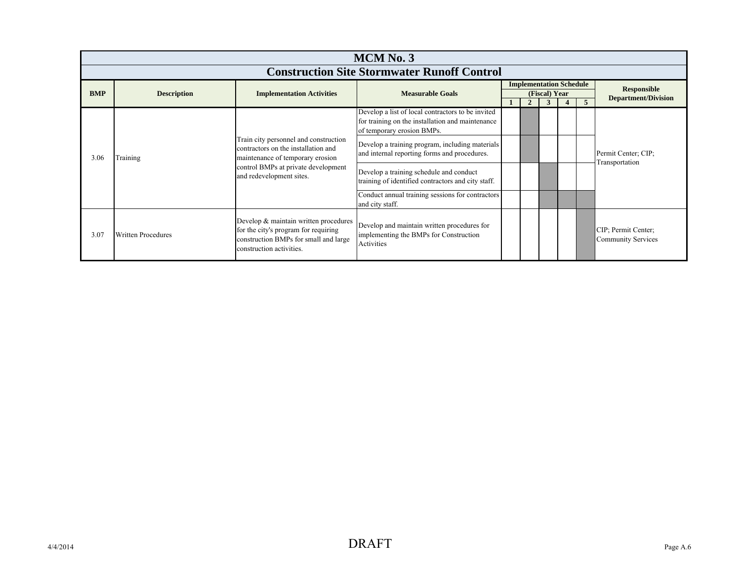# MCM No. 3

## Construction Site Stormwater Runoff Control

| BMP | Description | Implementation Activities | Measurable Goals | Implementation Schedule (Fiscal) Year 1 | 2 | 3 | 4 | 5 | Responsible Department/Division |
|---|---|---|---|---|---|---|---|---|---|
| 3.06 | Training | Train city personnel and construction contractors on the installation and maintenance of temporary erosion control BMPs at private development and redevelopment sites. | Develop a list of local contractors to be invited for training on the installation and maintenance of temporary erosion BMPs. | | X | | | | Permit Center; CIP; Transportation |
| | | | Develop a training program, including materials and internal reporting forms and procedures. | | X | | | | |
| | | | Develop a training schedule and conduct training of identified contractors and city staff. | | | X | | | |
| | | | Conduct annual training sessions for contractors and city staff. | | | X | X | X | |
| 3.07 | Written Procedures | Develop & maintain written procedures for the city's program for requiring construction BMPs for small and large construction activities. | Develop and maintain written procedures for implementing the BMPs for Construction Activities | | | | | X | CIP; Permit Center; Community Services |

4/4/2014 DRAFT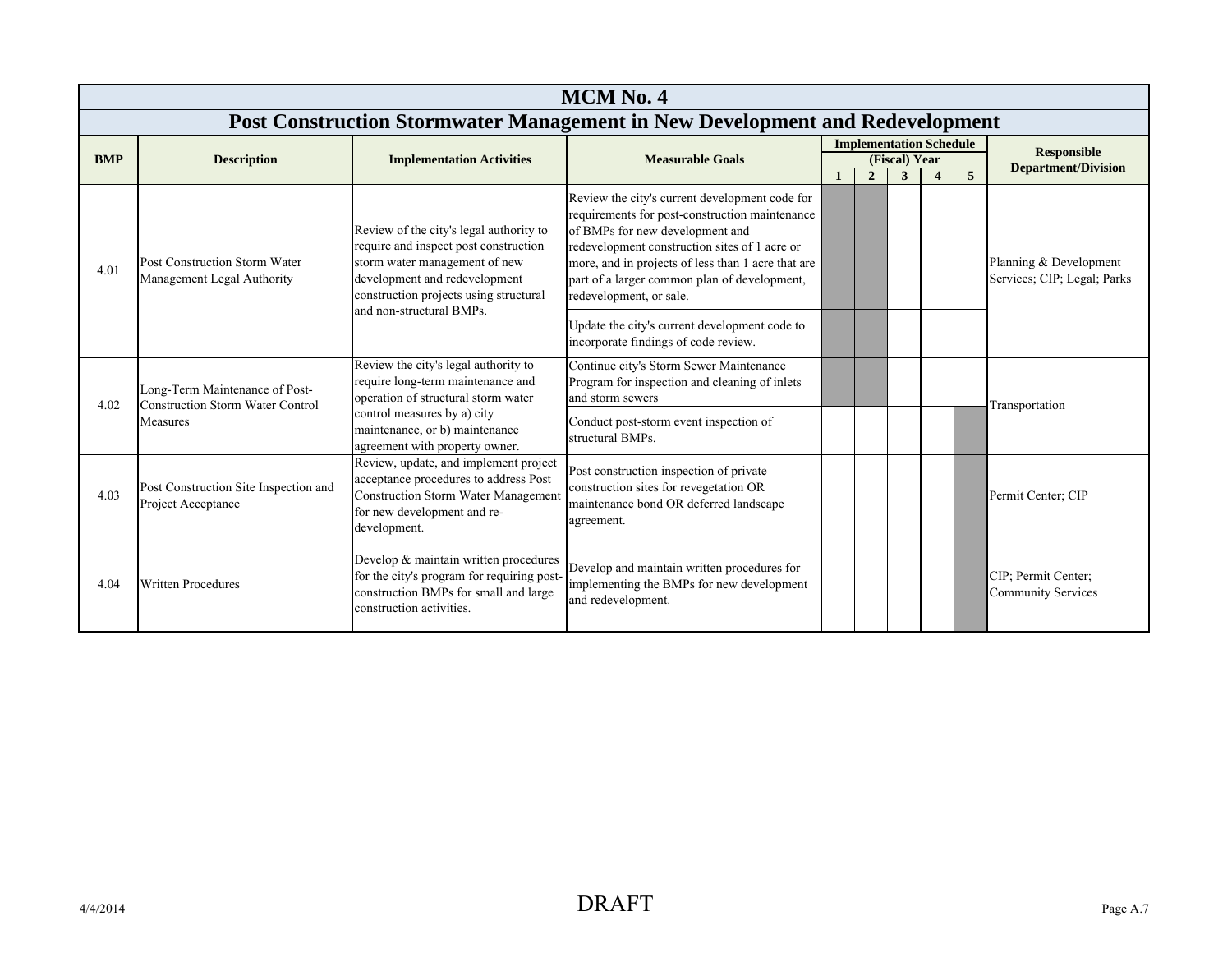# MCM No. 4

## Post Construction Stormwater Management in New Development and Redevelopment

| BMP | Description | Implementation Activities | Measurable Goals | Implementation Schedule (Fiscal) Year | | | | | Responsible Department/Division |
|---|---|---|---|---|---|---|---|---|---|
| | | | | 1 | 2 | 3 | 4 | 5 | |
| 4.01 | Post Construction Storm Water Management Legal Authority | Review of the city's legal authority to require and inspect post construction storm water management of new development and redevelopment construction projects using structural and non-structural BMPs. | Review the city's current development code for requirements for post-construction maintenance of BMPs for new development and redevelopment construction sites of 1 acre or more, and in projects of less than 1 acre that are part of a larger common plan of development, redevelopment, or sale. | | | | | | Planning & Development Services; CIP; Legal; Parks |
| | | | Update the city's current development code to incorporate findings of code review. | | | | | | |
| 4.02 | Long-Term Maintenance of Post-Construction Storm Water Control Measures | Review the city's legal authority to require long-term maintenance and operation of structural storm water control measures by a) city maintenance, or b) maintenance agreement with property owner. | Continue city's Storm Sewer Maintenance Program for inspection and cleaning of inlets and storm sewers | | | | | | Transportation |
| | | | Conduct post-storm event inspection of structural BMPs. | | | | | | |
| 4.03 | Post Construction Site Inspection and Project Acceptance | Review, update, and implement project acceptance procedures to address Post Construction Storm Water Management for new development and re-development. | Post construction inspection of private construction sites for revegetation OR maintenance bond OR deferred landscape agreement. | | | | | | Permit Center; CIP |
| 4.04 | Written Procedures | Develop & maintain written procedures for the city's program for requiring post-construction BMPs for small and large construction activities. | Develop and maintain written procedures for implementing the BMPs for new development and redevelopment. | | | | | | CIP; Permit Center; Community Services |

4/4/2014 DRAFT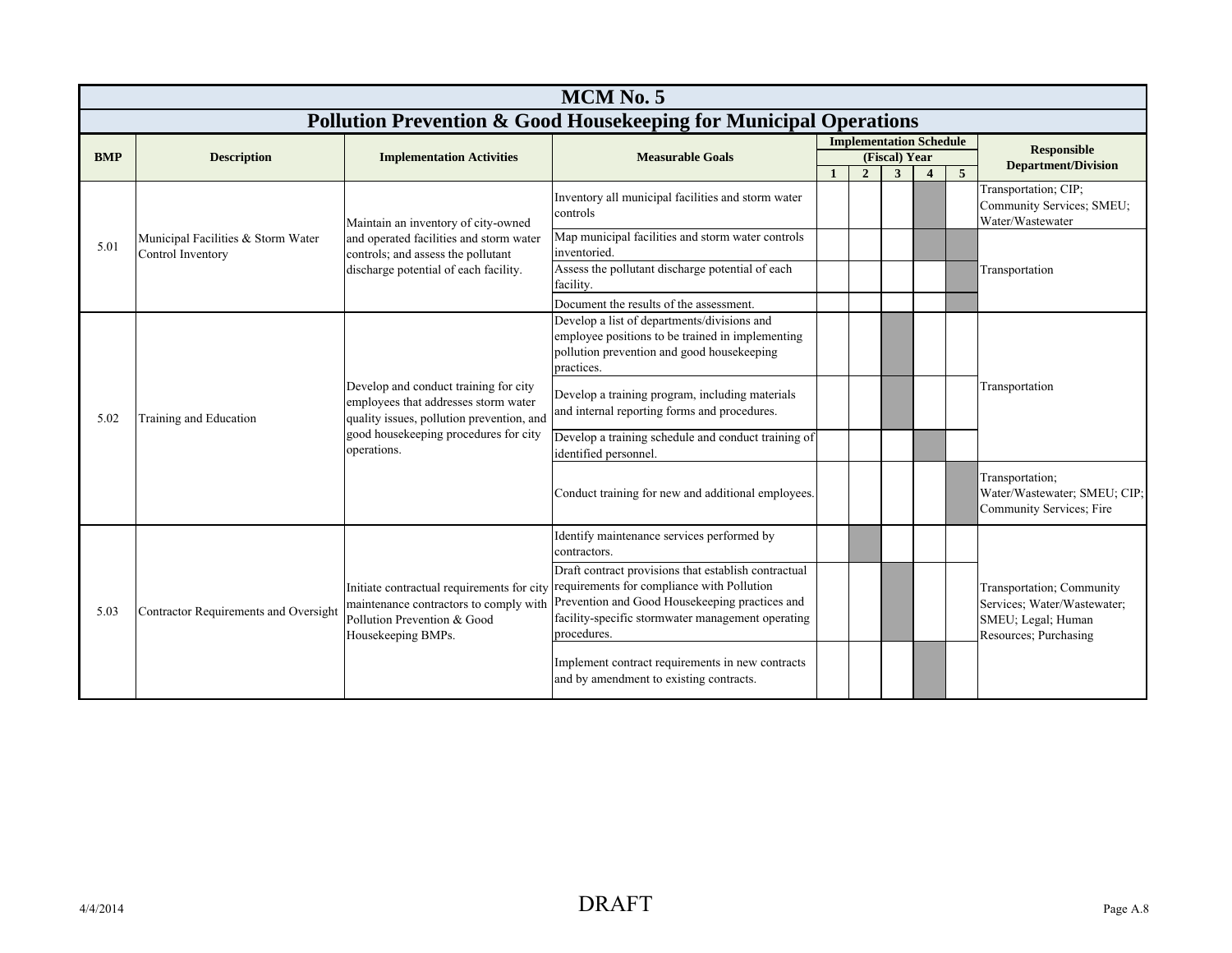# MCM No. 5

## Pollution Prevention & Good Housekeeping for Municipal Operations

| BMP | Description | Implementation Activities | Measurable Goals | Implementation Schedule (Fiscal) Year 1 | 2 | 3 | 4 | 5 | Responsible Department/Division |
|---|---|---|---|---|---|---|---|---|---|
| 5.01 | Municipal Facilities & Storm Water Control Inventory | Maintain an inventory of city-owned and operated facilities and storm water controls; and assess the pollutant discharge potential of each facility. | Inventory all municipal facilities and storm water controls | | | | X | | Transportation; CIP; Community Services; SMEU; Water/Wastewater |
| | | | Map municipal facilities and storm water controls inventoried. | | | | X | X | Transportation |
| | | | Assess the pollutant discharge potential of each facility. | | | | | X | |
| | | | Document the results of the assessment. | | | | | X | |
| 5.02 | Training and Education | Develop and conduct training for city employees that addresses storm water quality issues, pollution prevention, and good housekeeping procedures for city operations. | Develop a list of departments/divisions and employee positions to be trained in implementing pollution prevention and good housekeeping practices. | | | X | | | Transportation |
| | | | Develop a training program, including materials and internal reporting forms and procedures. | | | X | | | |
| | | | Develop a training schedule and conduct training of identified personnel. | | | | X | | |
| | | | Conduct training for new and additional employees. | | | | | X | Transportation; Water/Wastewater; SMEU; CIP; Community Services; Fire |
| 5.03 | Contractor Requirements and Oversight | Initiate contractual requirements for city maintenance contractors to comply with Pollution Prevention & Good Housekeeping BMPs. | Identify maintenance services performed by contractors. | | X | | | | Transportation; Community Services; Water/Wastewater; SMEU; Legal; Human Resources; Purchasing |
| | | | Draft contract provisions that establish contractual requirements for compliance with Pollution Prevention and Good Housekeeping practices and facility-specific stormwater management operating procedures. | | | X | | | |
| | | | Implement contract requirements in new contracts and by amendment to existing contracts. | | | | X | | |

4/4/2014 DRAFT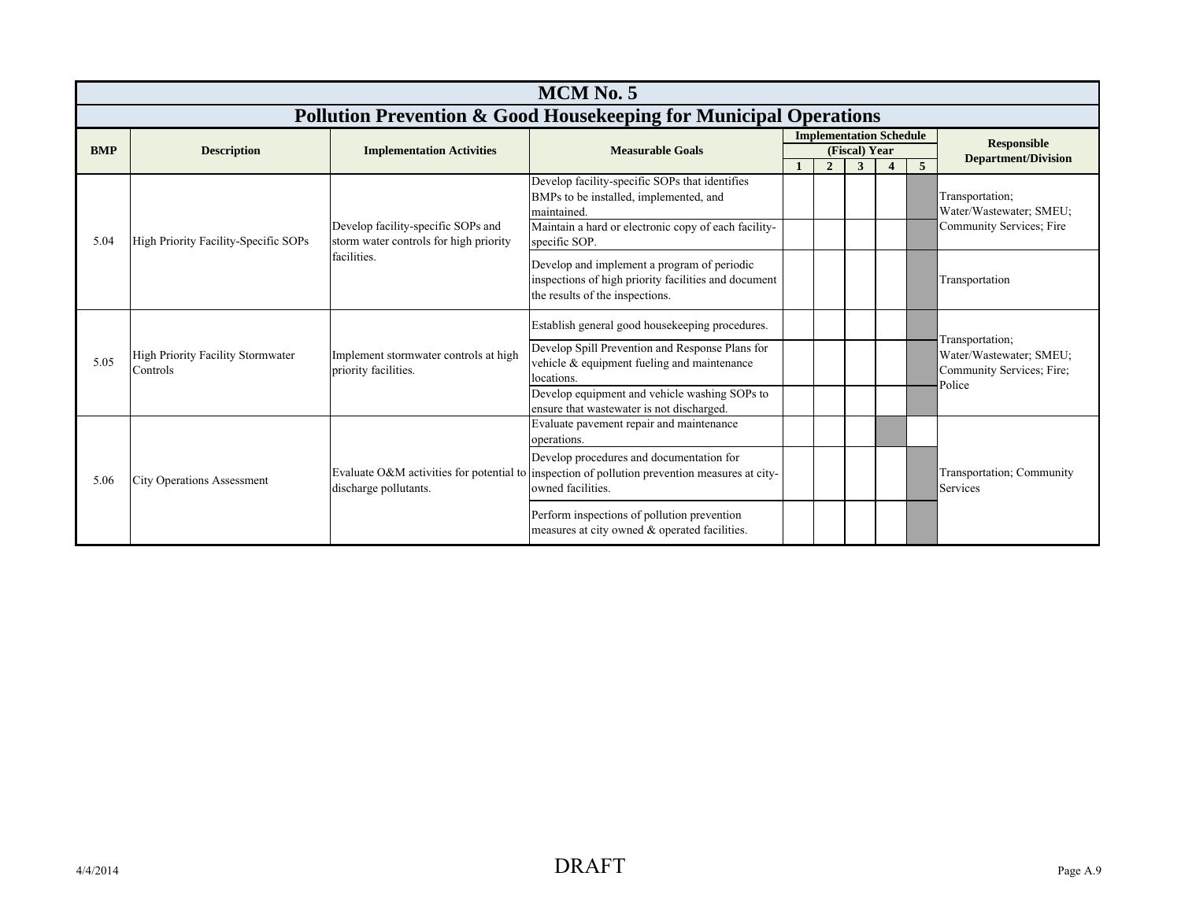# MCM No. 5

## Pollution Prevention & Good Housekeeping for Municipal Operations

| BMP | Description | Implementation Activities | Measurable Goals | Implementation Schedule (Fiscal) Year 1 | 2 | 3 | 4 | 5 | Responsible Department/Division |
|---|---|---|---|---|---|---|---|---|---|
| 5.04 | High Priority Facility-Specific SOPs | Develop facility-specific SOPs and storm water controls for high priority facilities. | Develop facility-specific SOPs that identifies BMPs to be installed, implemented, and maintained. | | | | | | Transportation; Water/Wastewater; SMEU; Community Services; Fire |
| | | | Maintain a hard or electronic copy of each facility-specific SOP. | | | | | | |
| | | | Develop and implement a program of periodic inspections of high priority facilities and document the results of the inspections. | | | | | | Transportation |
| 5.05 | High Priority Facility Stormwater Controls | Implement stormwater controls at high priority facilities. | Establish general good housekeeping procedures. | | | | | | Transportation; Water/Wastewater; SMEU; Community Services; Fire; Police |
| | | | Develop Spill Prevention and Response Plans for vehicle & equipment fueling and maintenance locations. | | | | | | |
| | | | Develop equipment and vehicle washing SOPs to ensure that wastewater is not discharged. | | | | | | |
| 5.06 | City Operations Assessment | Evaluate O&M activities for potential to discharge pollutants. | Evaluate pavement repair and maintenance operations. | | | | | | Transportation; Community Services |
| | | | Develop procedures and documentation for inspection of pollution prevention measures at city-owned facilities. | | | | | | |
| | | | Perform inspections of pollution prevention measures at city owned & operated facilities. | | | | | | |

4/4/2014

DRAFT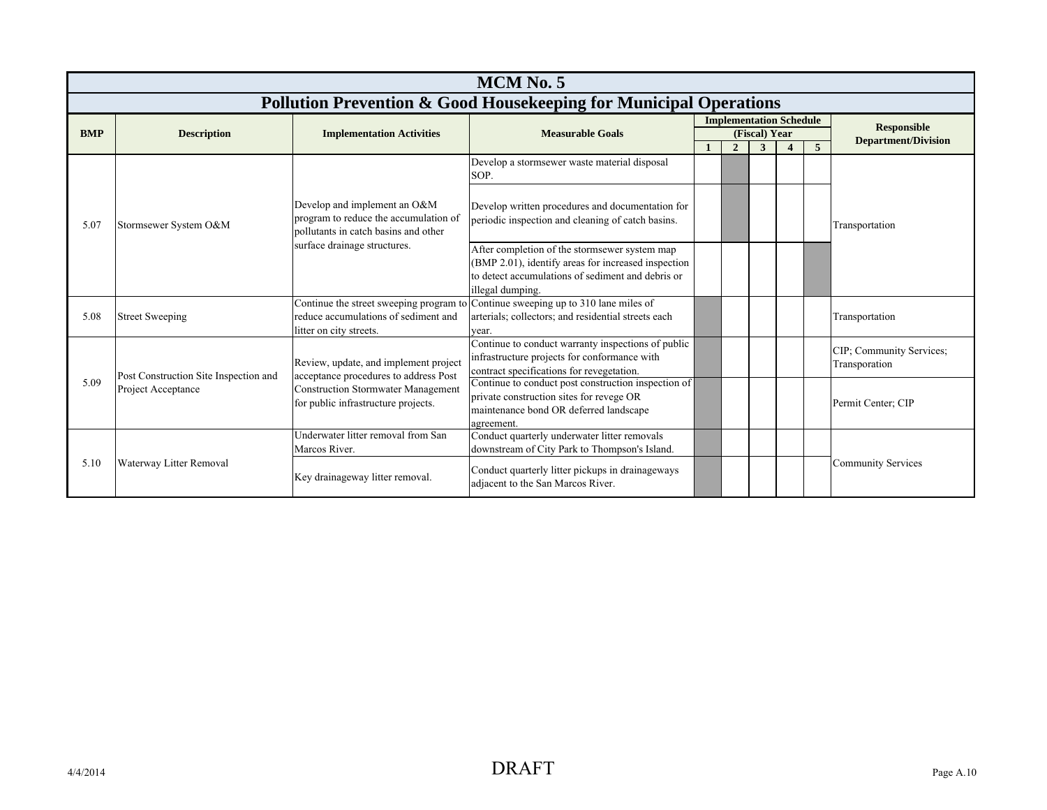# MCM No. 5

## Pollution Prevention & Good Housekeeping for Municipal Operations

| BMP | Description | Implementation Activities | Measurable Goals | Implementation Schedule (Fiscal) Year | | | | | Responsible Department/Division |
|---|---|---|---|---|---|---|---|---|---|
| | | | | 1 | 2 | 3 | 4 | 5 | |
| 5.07 | Stormsewer System O&M | Develop and implement an O&M program to reduce the accumulation of pollutants in catch basins and other surface drainage structures. | Develop a stormsewer waste material disposal SOP. | | ■ | | | | Transportation |
| | | | Develop written procedures and documentation for periodic inspection and cleaning of catch basins. | | ■ | | | | |
| | | | After completion of the stormsewer system map (BMP 2.01), identify areas for increased inspection to detect accumulations of sediment and debris or illegal dumping. | | | | | ■ | |
| 5.08 | Street Sweeping | Continue the street sweeping program to reduce accumulations of sediment and litter on city streets. | Continue sweeping up to 310 lane miles of arterials; collectors; and residential streets each year. | ■ | | | | | Transportation |
| 5.09 | Post Construction Site Inspection and Project Acceptance | Review, update, and implement project acceptance procedures to address Post Construction Stormwater Management for public infrastructure projects. | Continue to conduct warranty inspections of public infrastructure projects for conformance with contract specifications for revegetation. | ■ | | | | | CIP; Community Services; Transporation |
| | | | Continue to conduct post construction inspection of private construction sites for revege OR maintenance bond OR deferred landscape agreement. | ■ | | | | | Permit Center; CIP |
| 5.10 | Waterway Litter Removal | Underwater litter removal from San Marcos River. | Conduct quarterly underwater litter removals downstream of City Park to Thompson's Island. | ■ | | | | | Community Services |
| | | Key drainageway litter removal. | Conduct quarterly litter pickups in drainageways adjacent to the San Marcos River. | ■ | | | | | |

4/4/2014

DRAFT